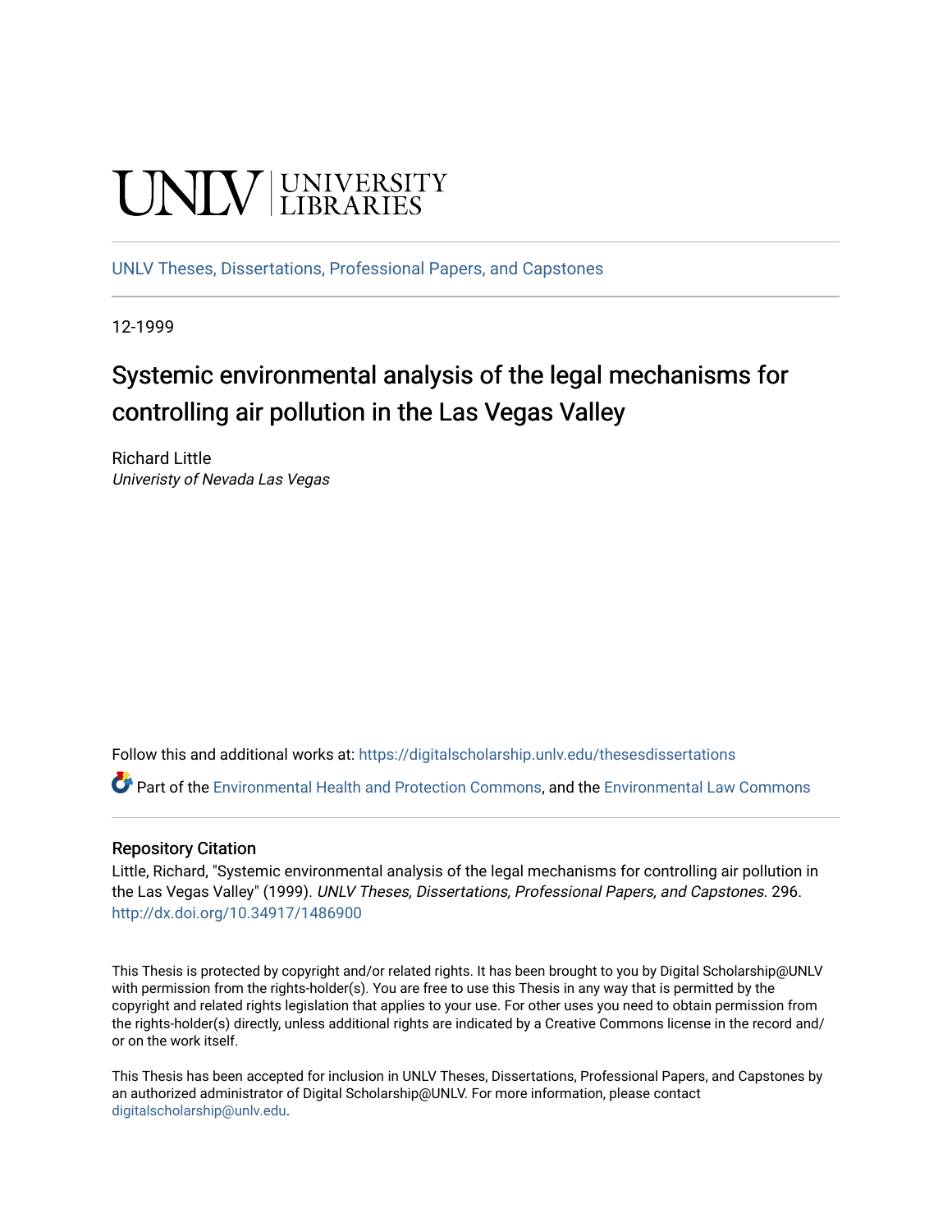UNLV | UNIVERSITY LIBRARIES

UNLV Theses, Dissertations, Professional Papers, and Capstones

12-1999

# Systemic environmental analysis of the legal mechanisms for controlling air pollution in the Las Vegas Valley

Richard Little
*Univeristy of Nevada Las Vegas*

Follow this and additional works at: https://digitalscholarship.unlv.edu/thesesdissertations

Part of the Environmental Health and Protection Commons, and the Environmental Law Commons

## Repository Citation

Little, Richard, "Systemic environmental analysis of the legal mechanisms for controlling air pollution in the Las Vegas Valley" (1999). *UNLV Theses, Dissertations, Professional Papers, and Capstones*. 296.
http://dx.doi.org/10.34917/1486900

This Thesis is protected by copyright and/or related rights. It has been brought to you by Digital Scholarship@UNLV with permission from the rights-holder(s). You are free to use this Thesis in any way that is permitted by the copyright and related rights legislation that applies to your use. For other uses you need to obtain permission from the rights-holder(s) directly, unless additional rights are indicated by a Creative Commons license in the record and/or on the work itself.

This Thesis has been accepted for inclusion in UNLV Theses, Dissertations, Professional Papers, and Capstones by an authorized administrator of Digital Scholarship@UNLV. For more information, please contact digitalscholarship@unlv.edu.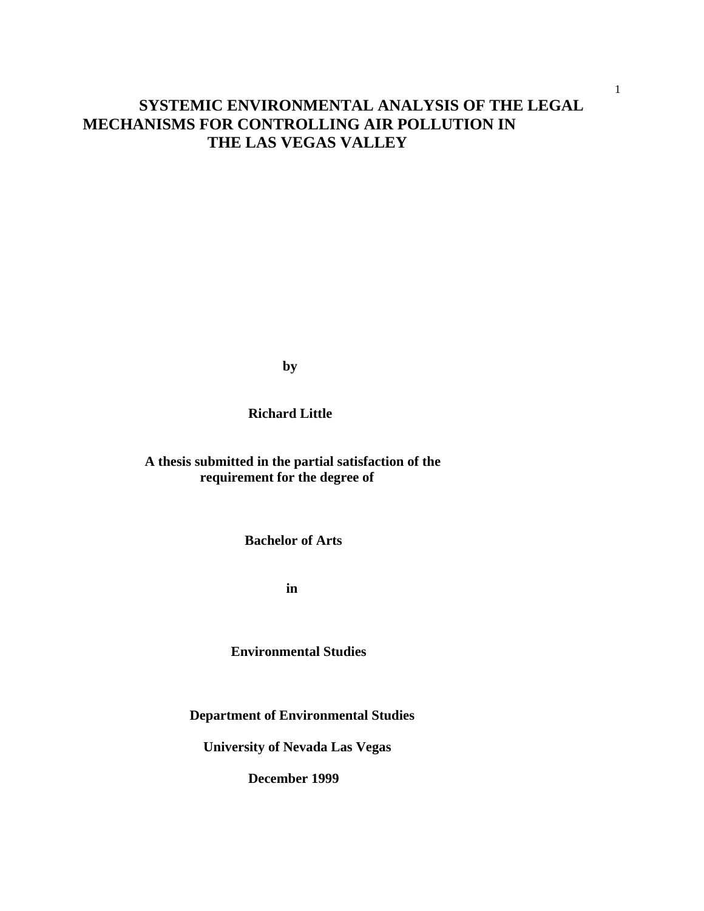# SYSTEMIC ENVIRONMENTAL ANALYSIS OF THE LEGAL MECHANISMS FOR CONTROLLING AIR POLLUTION IN THE LAS VEGAS VALLEY

**by**

**Richard Little**

**A thesis submitted in the partial satisfaction of the requirement for the degree of**

**Bachelor of Arts**

**in**

**Environmental Studies**

**Department of Environmental Studies**

**University of Nevada Las Vegas**

**December 1999**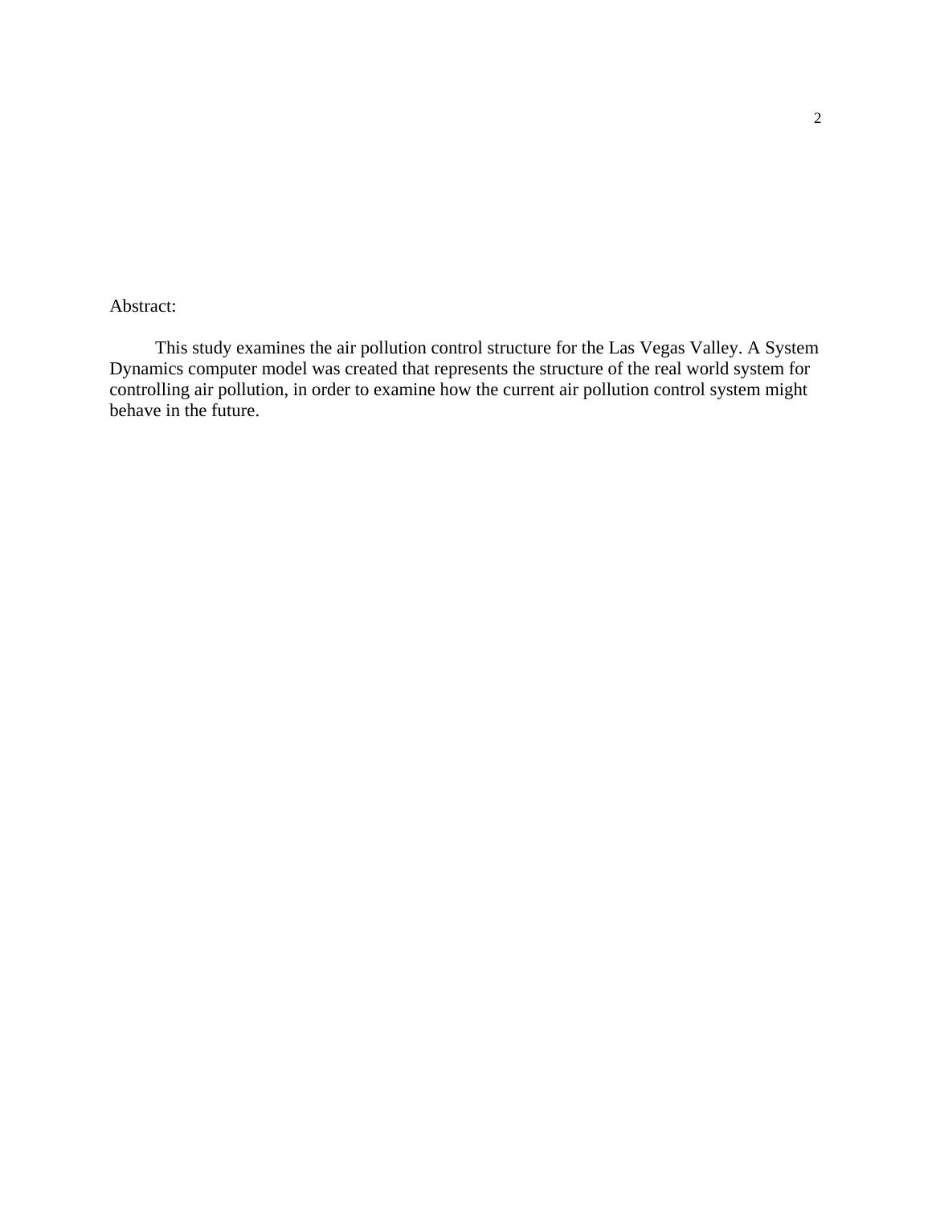Abstract:

This study examines the air pollution control structure for the Las Vegas Valley. A System Dynamics computer model was created that represents the structure of the real world system for controlling air pollution, in order to examine how the current air pollution control system might behave in the future.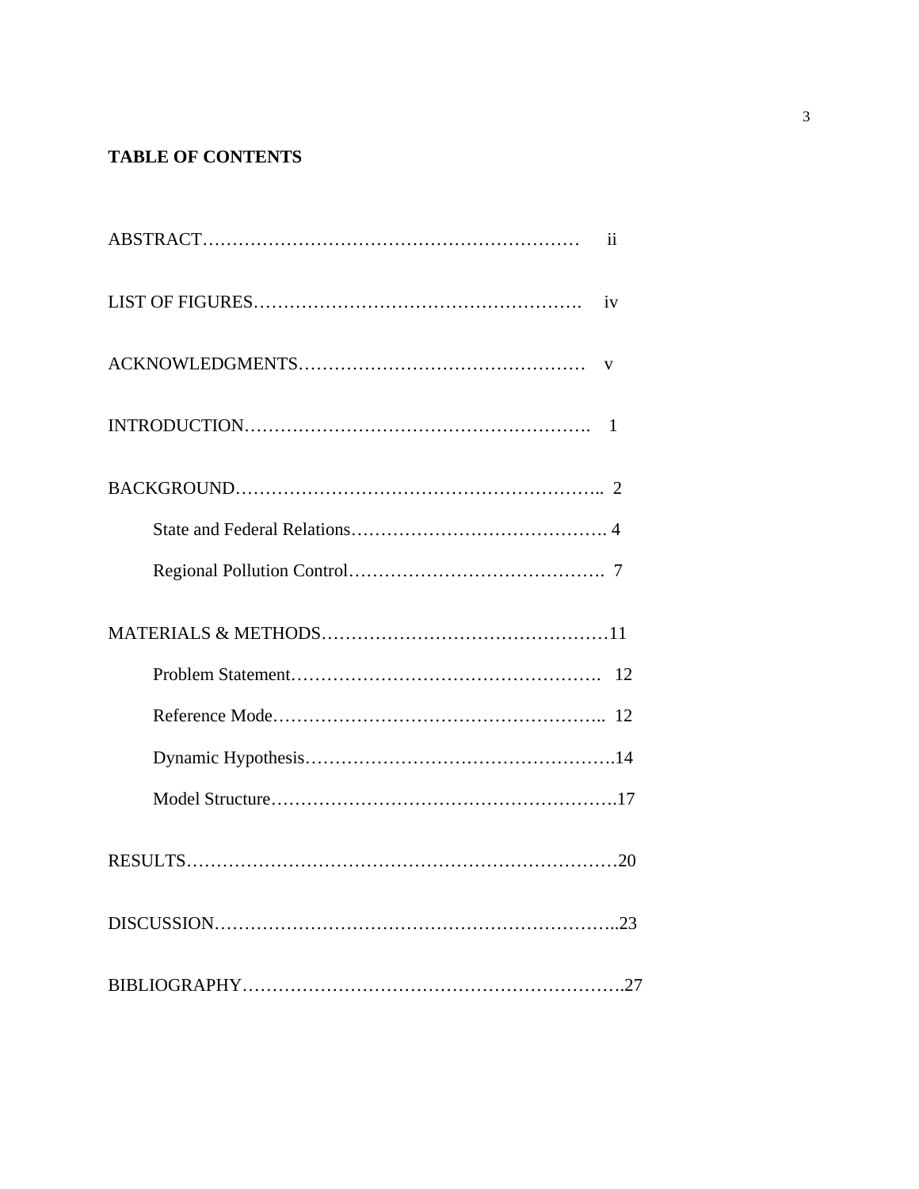**TABLE OF CONTENTS**

ABSTRACT………………………………………………………… ii

LIST OF FIGURES………………………………………………. iv

ACKNOWLEDGMENTS………………………………………… v

INTRODUCTION…………………………………………………. 1

BACKGROUND…………………………………………………….. 2

State and Federal Relations……………………………………. 4

Regional Pollution Control……………………………………. 7

MATERIALS & METHODS…………………………………………11

Problem Statement……………………………………………. 12

Reference Mode……………………………………………….. 12

Dynamic Hypothesis…………………………………………….14

Model Structure………………………………………………….17

RESULTS……………………………………………………………….20

DISCUSSION…………………………………………………………..23

BIBLIOGRAPHY……………………………………………………….27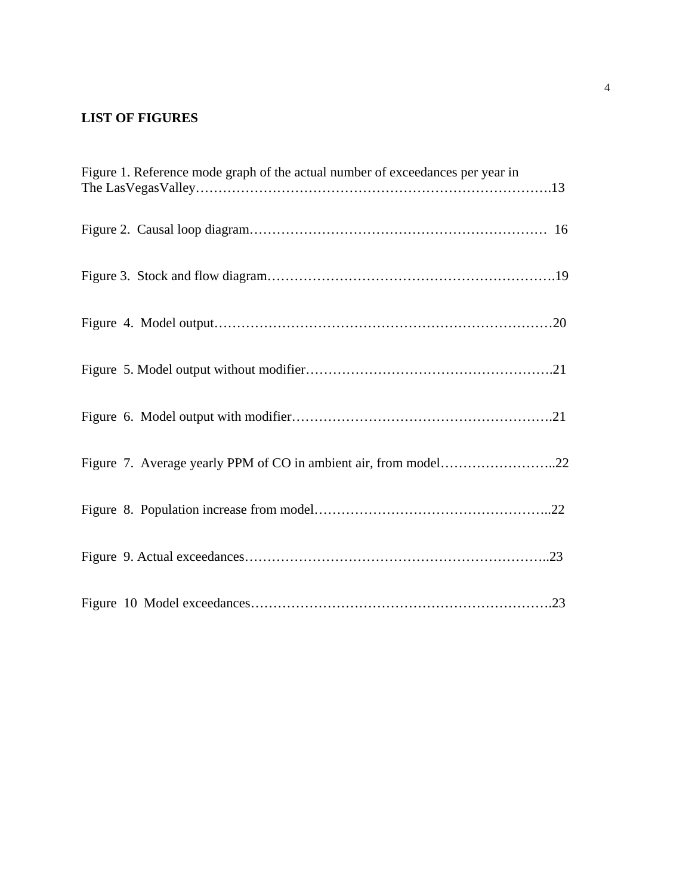## LIST OF FIGURES

Figure 1. Reference mode graph of the actual number of exceedances per year in The LasVegasValley……………………………………………………………………….13

Figure 2. Causal loop diagram………………………………………………………… 16

Figure 3. Stock and flow diagram…………………………………………………….19

Figure 4. Model output……………………………………………………………………20

Figure 5. Model output without modifier……………………………………………….21

Figure 6. Model output with modifier………………………………………………….21

Figure 7. Average yearly PPM of CO in ambient air, from model……………………..22

Figure 8. Population increase from model……………………………………………..22

Figure 9. Actual exceedances…………………………………………………………..23

Figure 10 Model exceedances………………………………………………………….23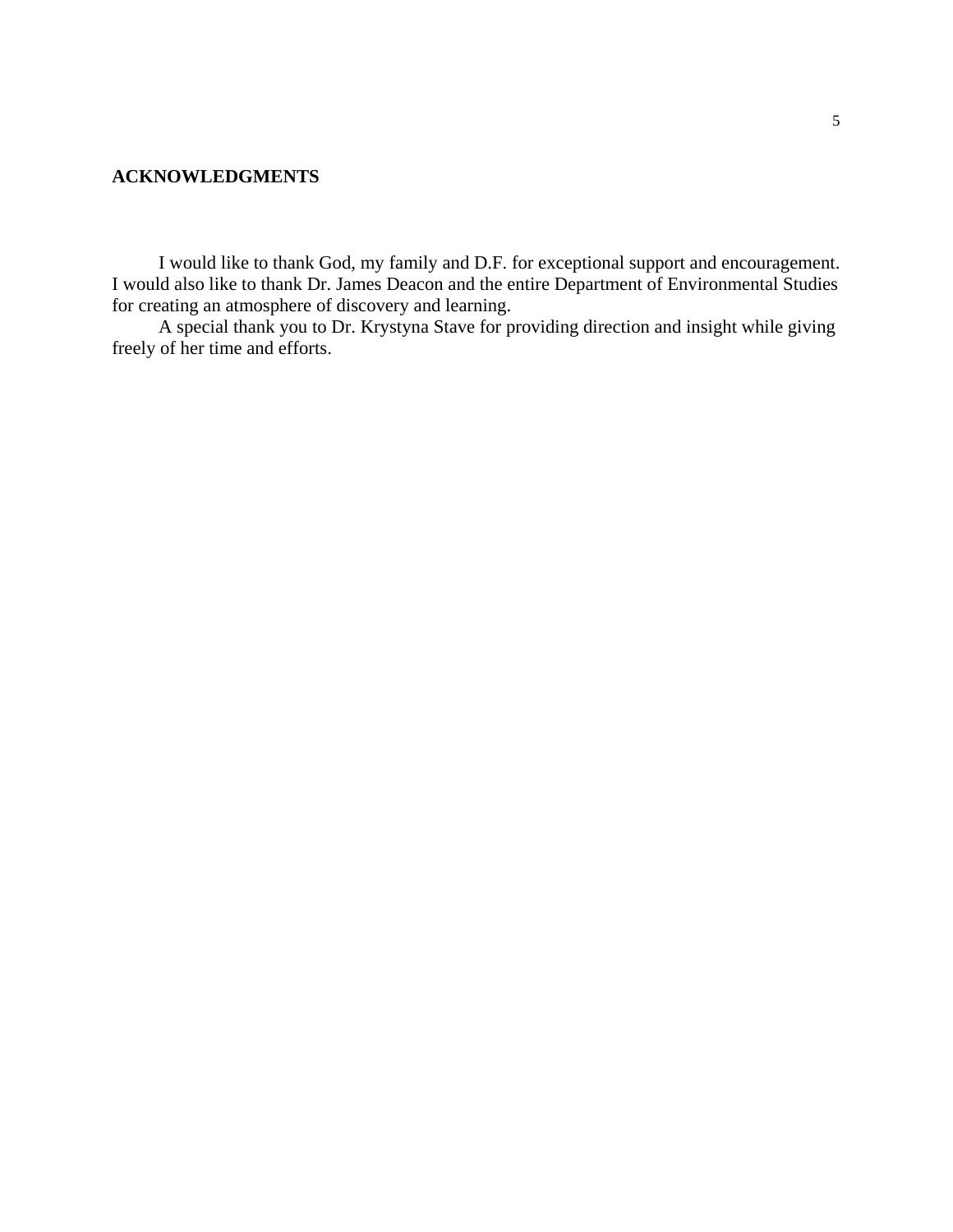## ACKNOWLEDGMENTS

I would like to thank God, my family and D.F. for exceptional support and encouragement. I would also like to thank Dr. James Deacon and the entire Department of Environmental Studies for creating an atmosphere of discovery and learning.

A special thank you to Dr. Krystyna Stave for providing direction and insight while giving freely of her time and efforts.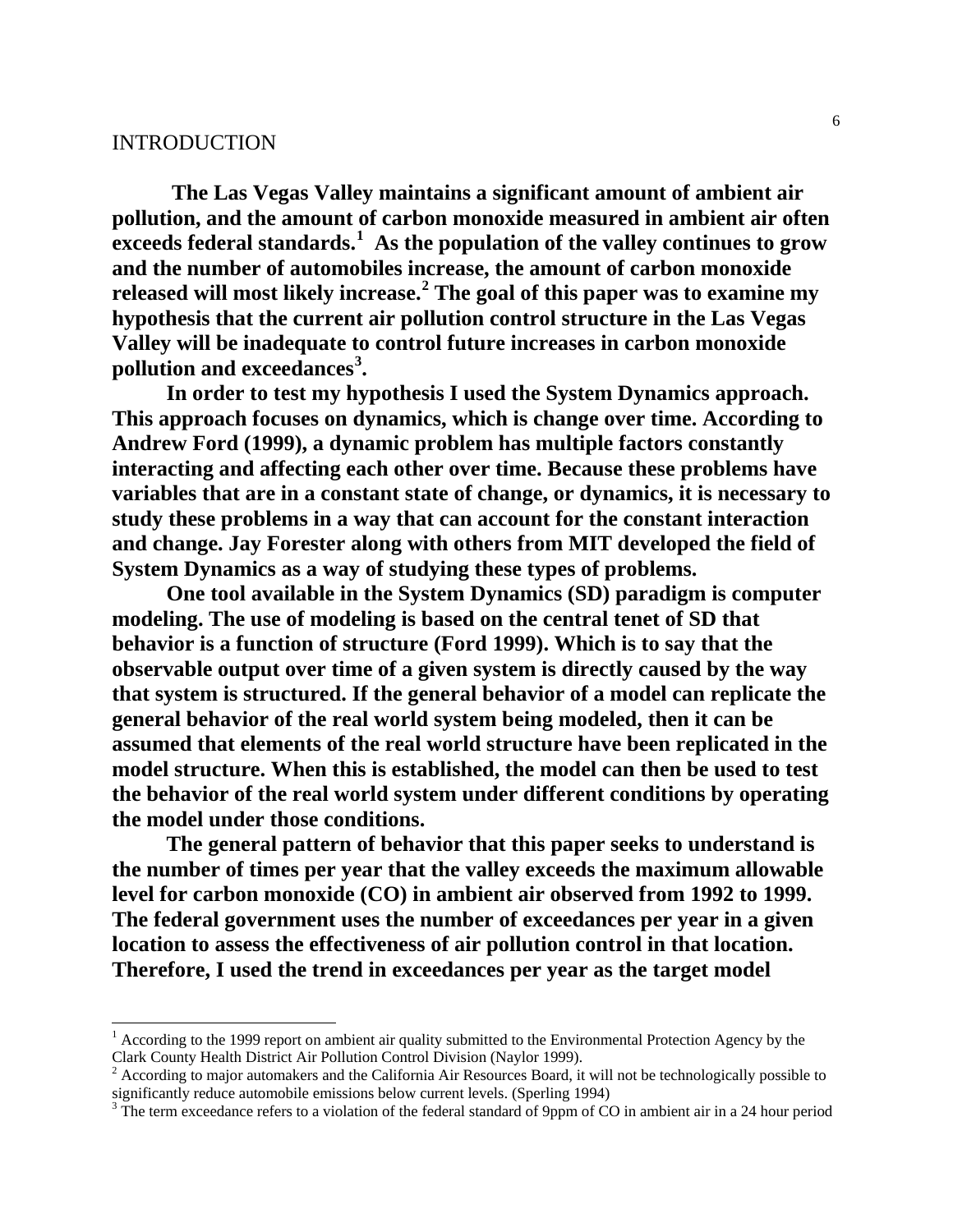# INTRODUCTION

**The Las Vegas Valley maintains a significant amount of ambient air pollution, and the amount of carbon monoxide measured in ambient air often exceeds federal standards.[1] As the population of the valley continues to grow and the number of automobiles increase, the amount of carbon monoxide released will most likely increase.[2] The goal of this paper was to examine my hypothesis that the current air pollution control structure in the Las Vegas Valley will be inadequate to control future increases in carbon monoxide pollution and exceedances[3].**

**In order to test my hypothesis I used the System Dynamics approach. This approach focuses on dynamics, which is change over time. According to Andrew Ford (1999), a dynamic problem has multiple factors constantly interacting and affecting each other over time. Because these problems have variables that are in a constant state of change, or dynamics, it is necessary to study these problems in a way that can account for the constant interaction and change. Jay Forester along with others from MIT developed the field of System Dynamics as a way of studying these types of problems.**

**One tool available in the System Dynamics (SD) paradigm is computer modeling. The use of modeling is based on the central tenet of SD that behavior is a function of structure (Ford 1999). Which is to say that the observable output over time of a given system is directly caused by the way that system is structured. If the general behavior of a model can replicate the general behavior of the real world system being modeled, then it can be assumed that elements of the real world structure have been replicated in the model structure. When this is established, the model can then be used to test the behavior of the real world system under different conditions by operating the model under those conditions.**

**The general pattern of behavior that this paper seeks to understand is the number of times per year that the valley exceeds the maximum allowable level for carbon monoxide (CO) in ambient air observed from 1992 to 1999. The federal government uses the number of exceedances per year in a given location to assess the effectiveness of air pollution control in that location. Therefore, I used the trend in exceedances per year as the target model**

---

[1] According to the 1999 report on ambient air quality submitted to the Environmental Protection Agency by the Clark County Health District Air Pollution Control Division (Naylor 1999).

[2] According to major automakers and the California Air Resources Board, it will not be technologically possible to significantly reduce automobile emissions below current levels. (Sperling 1994)

[3] The term exceedance refers to a violation of the federal standard of 9ppm of CO in ambient air in a 24 hour period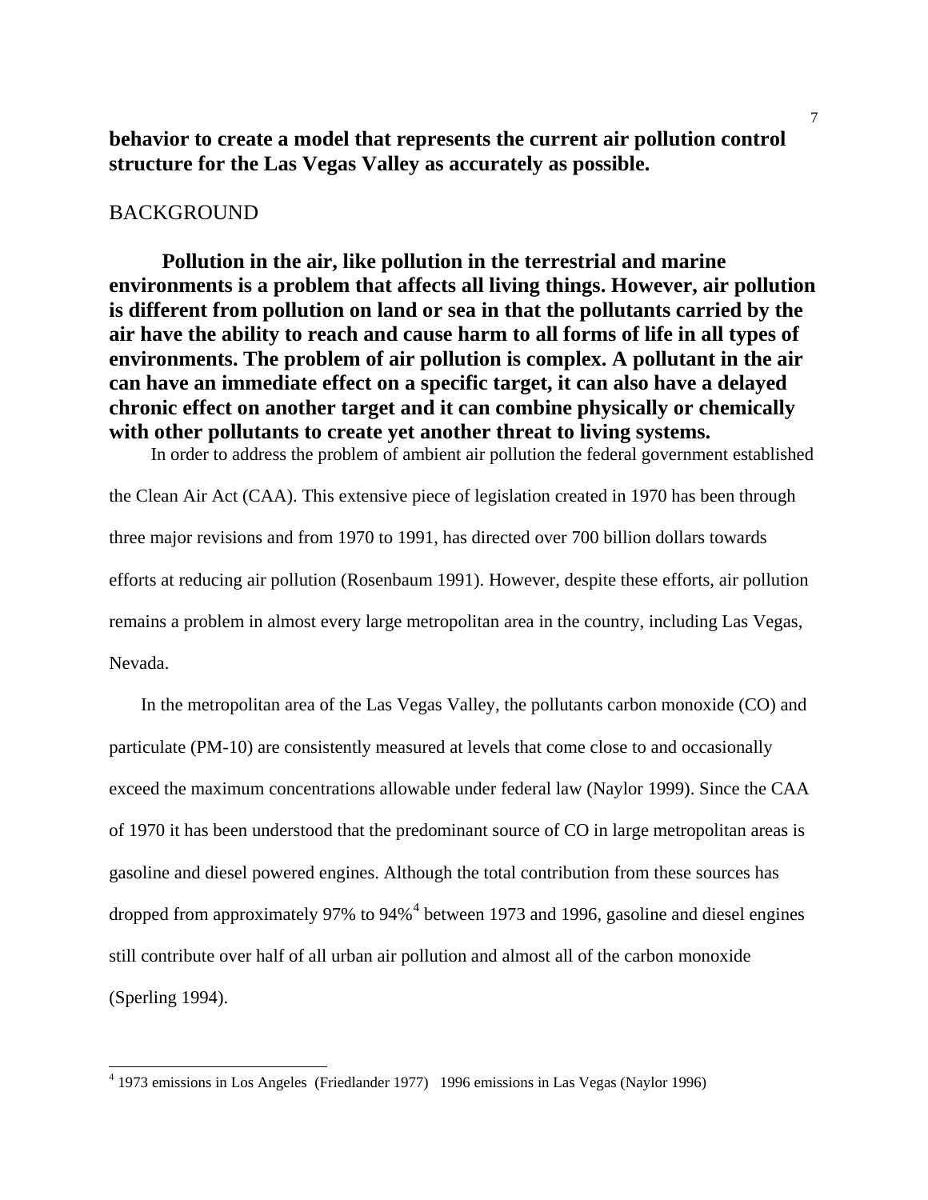**behavior to create a model that represents the current air pollution control structure for the Las Vegas Valley as accurately as possible.**

## BACKGROUND

**Pollution in the air, like pollution in the terrestrial and marine environments is a problem that affects all living things. However, air pollution is different from pollution on land or sea in that the pollutants carried by the air have the ability to reach and cause harm to all forms of life in all types of environments. The problem of air pollution is complex. A pollutant in the air can have an immediate effect on a specific target, it can also have a delayed chronic effect on another target and it can combine physically or chemically with other pollutants to create yet another threat to living systems.**

In order to address the problem of ambient air pollution the federal government established the Clean Air Act (CAA). This extensive piece of legislation created in 1970 has been through three major revisions and from 1970 to 1991, has directed over 700 billion dollars towards efforts at reducing air pollution (Rosenbaum 1991). However, despite these efforts, air pollution remains a problem in almost every large metropolitan area in the country, including Las Vegas, Nevada.

In the metropolitan area of the Las Vegas Valley, the pollutants carbon monoxide (CO) and particulate (PM-10) are consistently measured at levels that come close to and occasionally exceed the maximum concentrations allowable under federal law (Naylor 1999). Since the CAA of 1970 it has been understood that the predominant source of CO in large metropolitan areas is gasoline and diesel powered engines. Although the total contribution from these sources has dropped from approximately 97% to 94%[4] between 1973 and 1996, gasoline and diesel engines still contribute over half of all urban air pollution and almost all of the carbon monoxide (Sperling 1994).

---

[4] 1973 emissions in Los Angeles (Friedlander 1977) 1996 emissions in Las Vegas (Naylor 1996)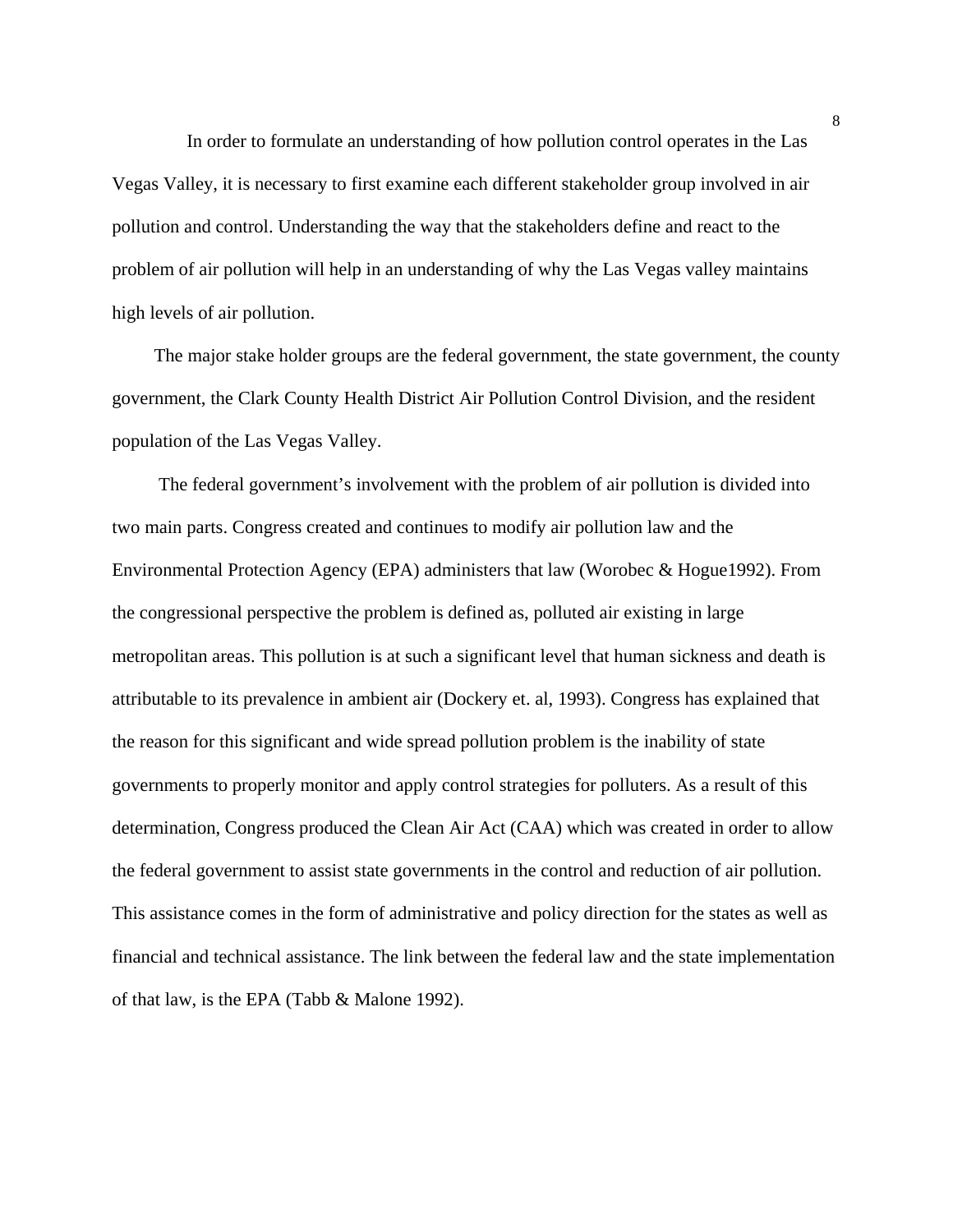In order to formulate an understanding of how pollution control operates in the Las Vegas Valley, it is necessary to first examine each different stakeholder group involved in air pollution and control. Understanding the way that the stakeholders define and react to the problem of air pollution will help in an understanding of why the Las Vegas valley maintains high levels of air pollution.

The major stake holder groups are the federal government, the state government, the county government, the Clark County Health District Air Pollution Control Division, and the resident population of the Las Vegas Valley.

The federal government's involvement with the problem of air pollution is divided into two main parts. Congress created and continues to modify air pollution law and the Environmental Protection Agency (EPA) administers that law (Worobec & Hogue1992). From the congressional perspective the problem is defined as, polluted air existing in large metropolitan areas. This pollution is at such a significant level that human sickness and death is attributable to its prevalence in ambient air (Dockery et. al, 1993). Congress has explained that the reason for this significant and wide spread pollution problem is the inability of state governments to properly monitor and apply control strategies for polluters. As a result of this determination, Congress produced the Clean Air Act (CAA) which was created in order to allow the federal government to assist state governments in the control and reduction of air pollution. This assistance comes in the form of administrative and policy direction for the states as well as financial and technical assistance. The link between the federal law and the state implementation of that law, is the EPA (Tabb & Malone 1992).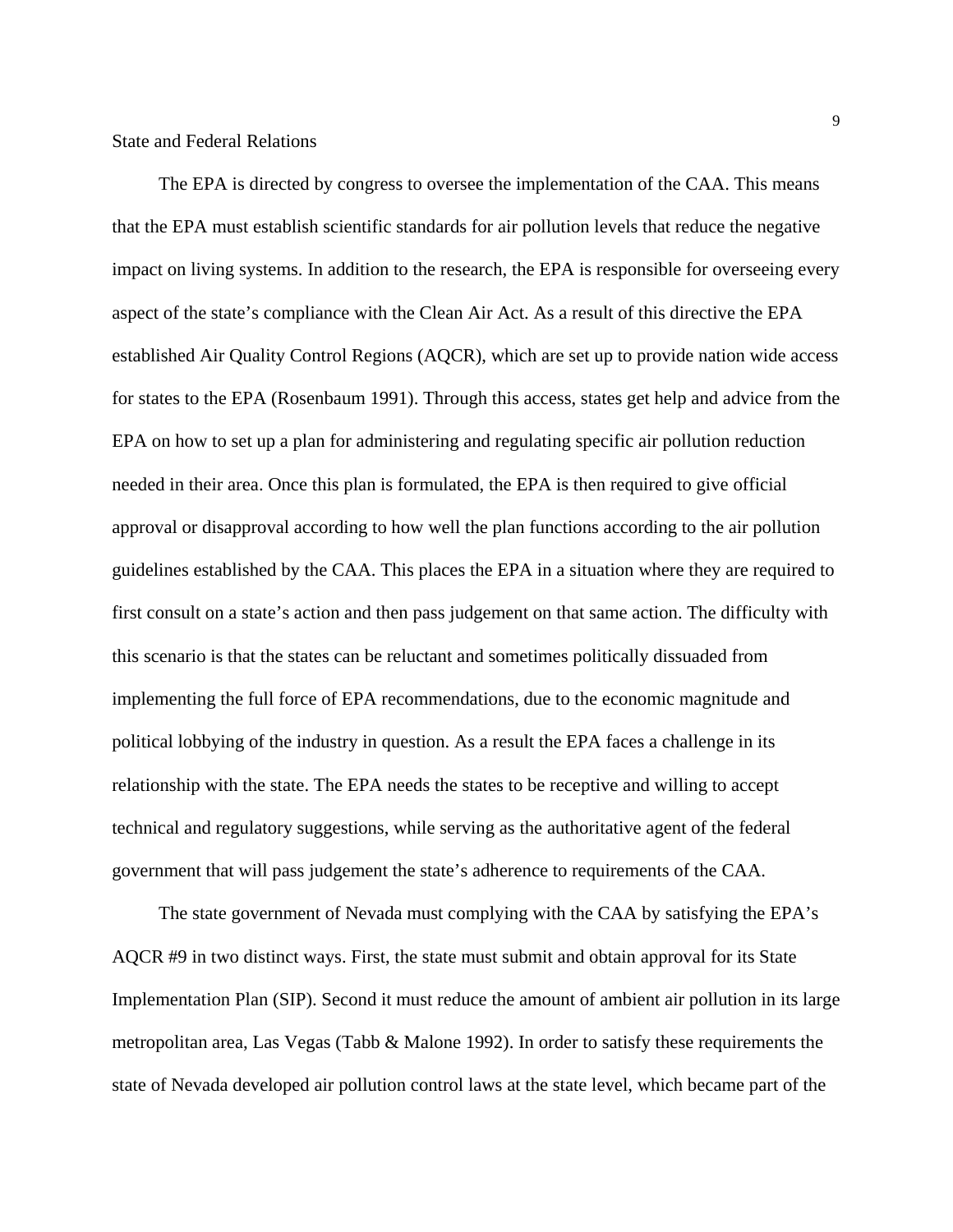## State and Federal Relations

The EPA is directed by congress to oversee the implementation of the CAA. This means that the EPA must establish scientific standards for air pollution levels that reduce the negative impact on living systems. In addition to the research, the EPA is responsible for overseeing every aspect of the state's compliance with the Clean Air Act. As a result of this directive the EPA established Air Quality Control Regions (AQCR), which are set up to provide nation wide access for states to the EPA (Rosenbaum 1991). Through this access, states get help and advice from the EPA on how to set up a plan for administering and regulating specific air pollution reduction needed in their area. Once this plan is formulated, the EPA is then required to give official approval or disapproval according to how well the plan functions according to the air pollution guidelines established by the CAA. This places the EPA in a situation where they are required to first consult on a state's action and then pass judgement on that same action. The difficulty with this scenario is that the states can be reluctant and sometimes politically dissuaded from implementing the full force of EPA recommendations, due to the economic magnitude and political lobbying of the industry in question. As a result the EPA faces a challenge in its relationship with the state. The EPA needs the states to be receptive and willing to accept technical and regulatory suggestions, while serving as the authoritative agent of the federal government that will pass judgement the state's adherence to requirements of the CAA.

The state government of Nevada must complying with the CAA by satisfying the EPA's AQCR #9 in two distinct ways. First, the state must submit and obtain approval for its State Implementation Plan (SIP). Second it must reduce the amount of ambient air pollution in its large metropolitan area, Las Vegas (Tabb & Malone 1992). In order to satisfy these requirements the state of Nevada developed air pollution control laws at the state level, which became part of the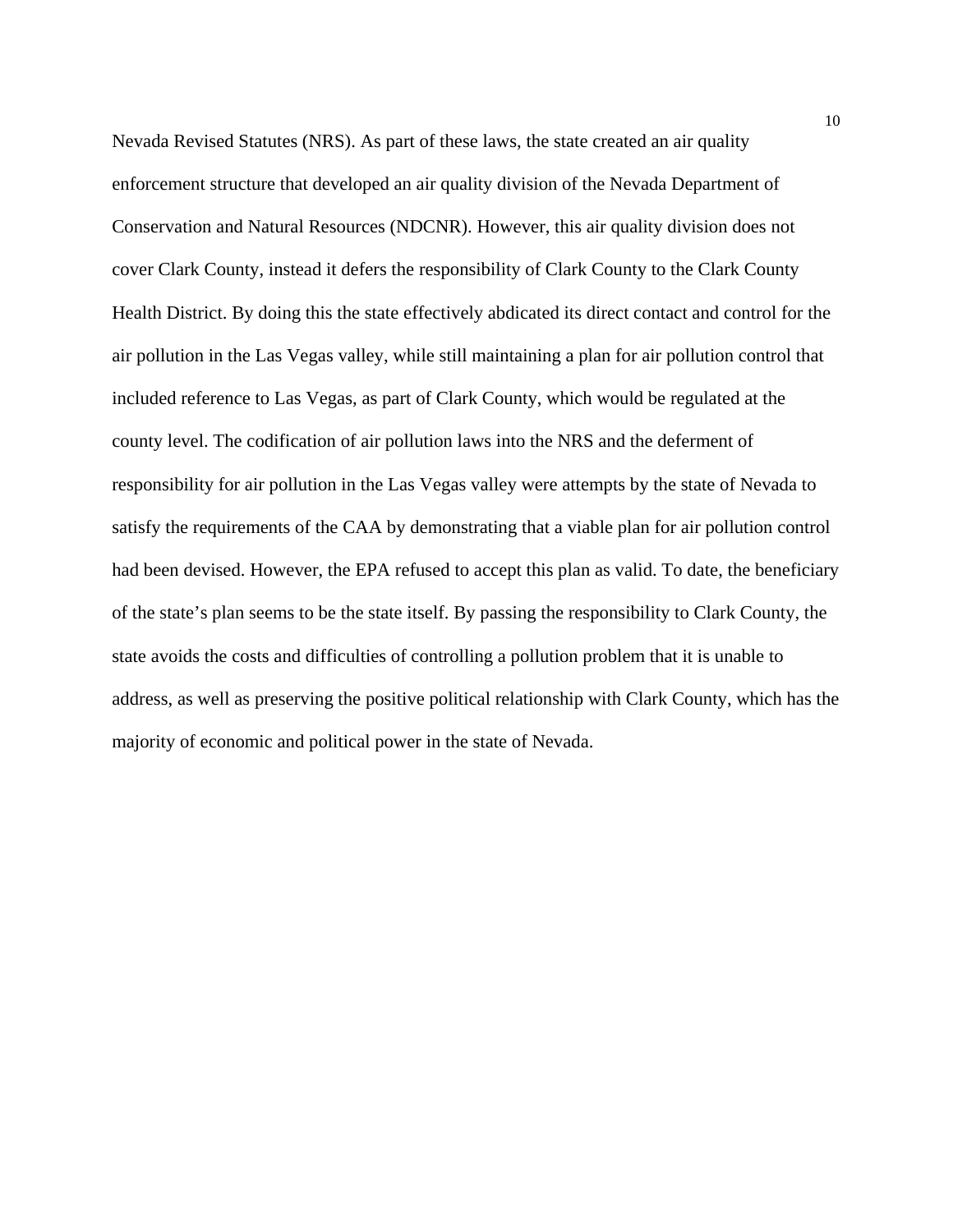Nevada Revised Statutes (NRS). As part of these laws, the state created an air quality enforcement structure that developed an air quality division of the Nevada Department of Conservation and Natural Resources (NDCNR). However, this air quality division does not cover Clark County, instead it defers the responsibility of Clark County to the Clark County Health District. By doing this the state effectively abdicated its direct contact and control for the air pollution in the Las Vegas valley, while still maintaining a plan for air pollution control that included reference to Las Vegas, as part of Clark County, which would be regulated at the county level. The codification of air pollution laws into the NRS and the deferment of responsibility for air pollution in the Las Vegas valley were attempts by the state of Nevada to satisfy the requirements of the CAA by demonstrating that a viable plan for air pollution control had been devised. However, the EPA refused to accept this plan as valid. To date, the beneficiary of the state's plan seems to be the state itself. By passing the responsibility to Clark County, the state avoids the costs and difficulties of controlling a pollution problem that it is unable to address, as well as preserving the positive political relationship with Clark County, which has the majority of economic and political power in the state of Nevada.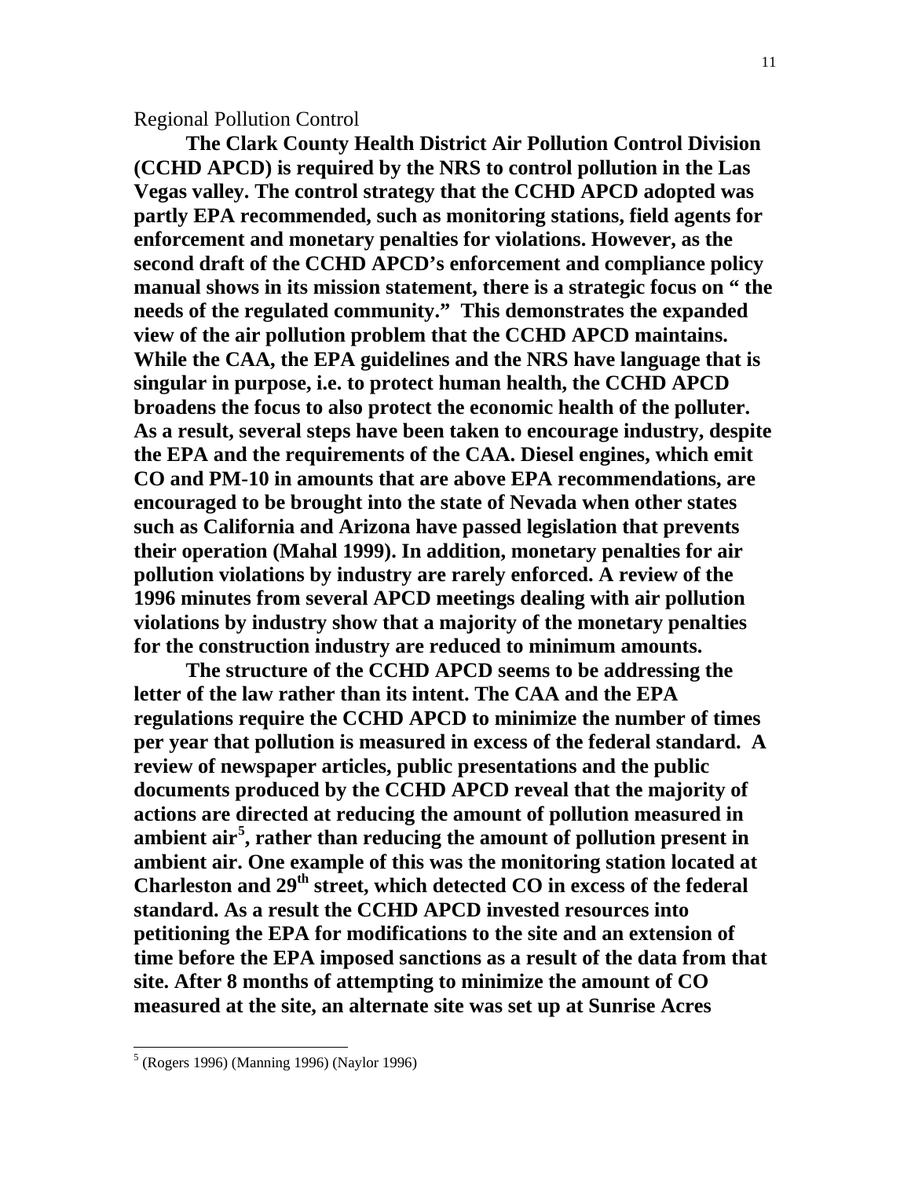## Regional Pollution Control

**The Clark County Health District Air Pollution Control Division (CCHD APCD) is required by the NRS to control pollution in the Las Vegas valley. The control strategy that the CCHD APCD adopted was partly EPA recommended, such as monitoring stations, field agents for enforcement and monetary penalties for violations. However, as the second draft of the CCHD APCD's enforcement and compliance policy manual shows in its mission statement, there is a strategic focus on " the needs of the regulated community." This demonstrates the expanded view of the air pollution problem that the CCHD APCD maintains. While the CAA, the EPA guidelines and the NRS have language that is singular in purpose, i.e. to protect human health, the CCHD APCD broadens the focus to also protect the economic health of the polluter. As a result, several steps have been taken to encourage industry, despite the EPA and the requirements of the CAA. Diesel engines, which emit CO and PM-10 in amounts that are above EPA recommendations, are encouraged to be brought into the state of Nevada when other states such as California and Arizona have passed legislation that prevents their operation (Mahal 1999). In addition, monetary penalties for air pollution violations by industry are rarely enforced. A review of the 1996 minutes from several APCD meetings dealing with air pollution violations by industry show that a majority of the monetary penalties for the construction industry are reduced to minimum amounts.**

**The structure of the CCHD APCD seems to be addressing the letter of the law rather than its intent. The CAA and the EPA regulations require the CCHD APCD to minimize the number of times per year that pollution is measured in excess of the federal standard. A review of newspaper articles, public presentations and the public documents produced by the CCHD APCD reveal that the majority of actions are directed at reducing the amount of pollution measured in ambient air[5], rather than reducing the amount of pollution present in ambient air. One example of this was the monitoring station located at Charleston and 29th street, which detected CO in excess of the federal standard. As a result the CCHD APCD invested resources into petitioning the EPA for modifications to the site and an extension of time before the EPA imposed sanctions as a result of the data from that site. After 8 months of attempting to minimize the amount of CO measured at the site, an alternate site was set up at Sunrise Acres**

[5] (Rogers 1996) (Manning 1996) (Naylor 1996)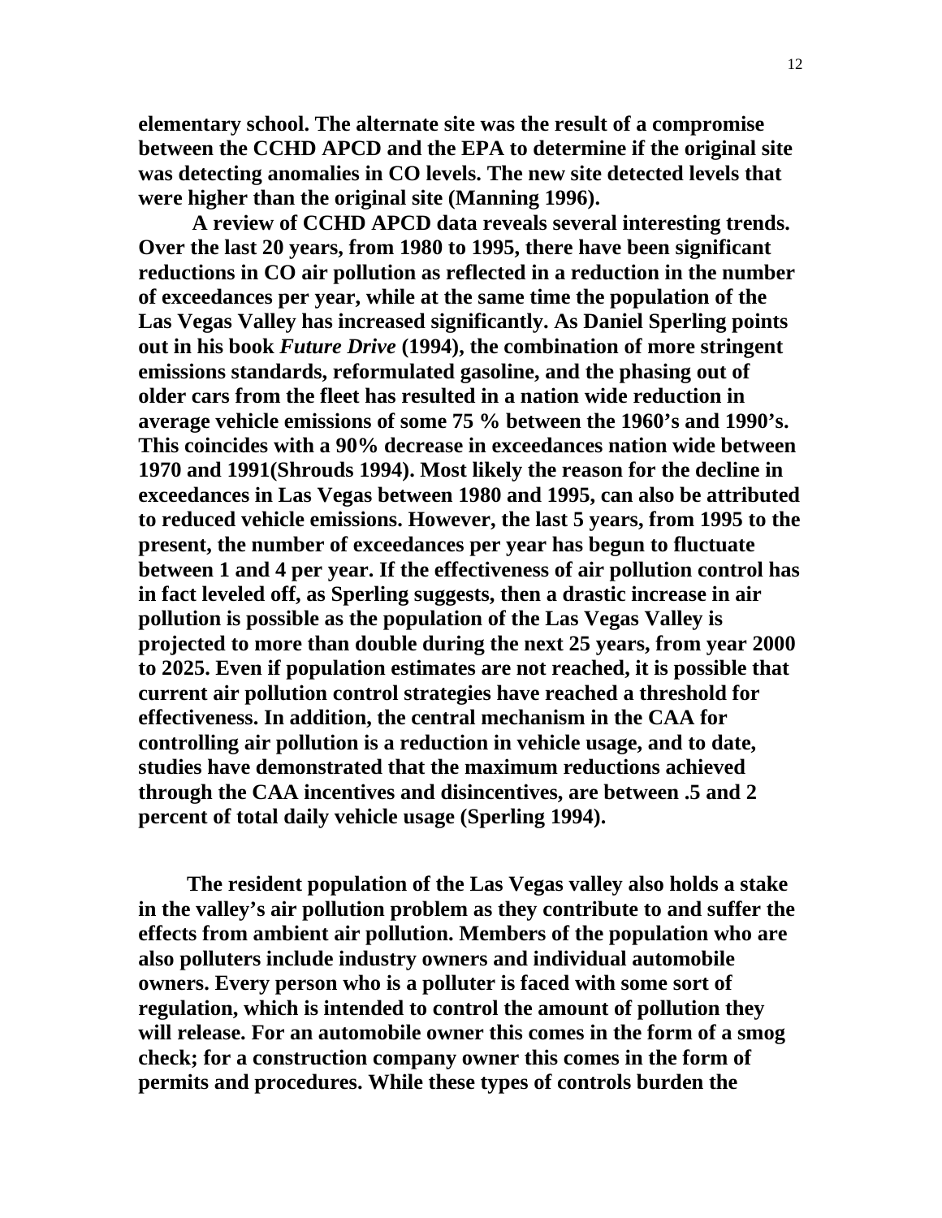**elementary school. The alternate site was the result of a compromise between the CCHD APCD and the EPA to determine if the original site was detecting anomalies in CO levels. The new site detected levels that were higher than the original site (Manning 1996).**

**A review of CCHD APCD data reveals several interesting trends. Over the last 20 years, from 1980 to 1995, there have been significant reductions in CO air pollution as reflected in a reduction in the number of exceedances per year, while at the same time the population of the Las Vegas Valley has increased significantly. As Daniel Sperling points out in his book *Future Drive* (1994), the combination of more stringent emissions standards, reformulated gasoline, and the phasing out of older cars from the fleet has resulted in a nation wide reduction in average vehicle emissions of some 75 % between the 1960's and 1990's. This coincides with a 90% decrease in exceedances nation wide between 1970 and 1991(Shrouds 1994). Most likely the reason for the decline in exceedances in Las Vegas between 1980 and 1995, can also be attributed to reduced vehicle emissions. However, the last 5 years, from 1995 to the present, the number of exceedances per year has begun to fluctuate between 1 and 4 per year. If the effectiveness of air pollution control has in fact leveled off, as Sperling suggests, then a drastic increase in air pollution is possible as the population of the Las Vegas Valley is projected to more than double during the next 25 years, from year 2000 to 2025. Even if population estimates are not reached, it is possible that current air pollution control strategies have reached a threshold for effectiveness. In addition, the central mechanism in the CAA for controlling air pollution is a reduction in vehicle usage, and to date, studies have demonstrated that the maximum reductions achieved through the CAA incentives and disincentives, are between .5 and 2 percent of total daily vehicle usage (Sperling 1994).**

**The resident population of the Las Vegas valley also holds a stake in the valley's air pollution problem as they contribute to and suffer the effects from ambient air pollution. Members of the population who are also polluters include industry owners and individual automobile owners. Every person who is a polluter is faced with some sort of regulation, which is intended to control the amount of pollution they will release. For an automobile owner this comes in the form of a smog check; for a construction company owner this comes in the form of permits and procedures. While these types of controls burden the**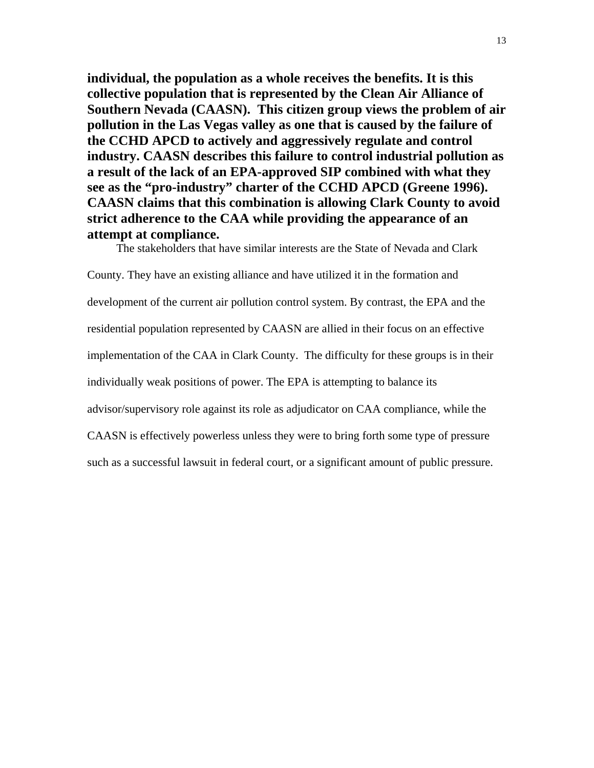**individual, the population as a whole receives the benefits. It is this collective population that is represented by the Clean Air Alliance of Southern Nevada (CAASN). This citizen group views the problem of air pollution in the Las Vegas valley as one that is caused by the failure of the CCHD APCD to actively and aggressively regulate and control industry. CAASN describes this failure to control industrial pollution as a result of the lack of an EPA-approved SIP combined with what they see as the "pro-industry" charter of the CCHD APCD (Greene 1996). CAASN claims that this combination is allowing Clark County to avoid strict adherence to the CAA while providing the appearance of an attempt at compliance.**

The stakeholders that have similar interests are the State of Nevada and Clark County. They have an existing alliance and have utilized it in the formation and development of the current air pollution control system. By contrast, the EPA and the residential population represented by CAASN are allied in their focus on an effective implementation of the CAA in Clark County. The difficulty for these groups is in their individually weak positions of power. The EPA is attempting to balance its advisor/supervisory role against its role as adjudicator on CAA compliance, while the CAASN is effectively powerless unless they were to bring forth some type of pressure such as a successful lawsuit in federal court, or a significant amount of public pressure.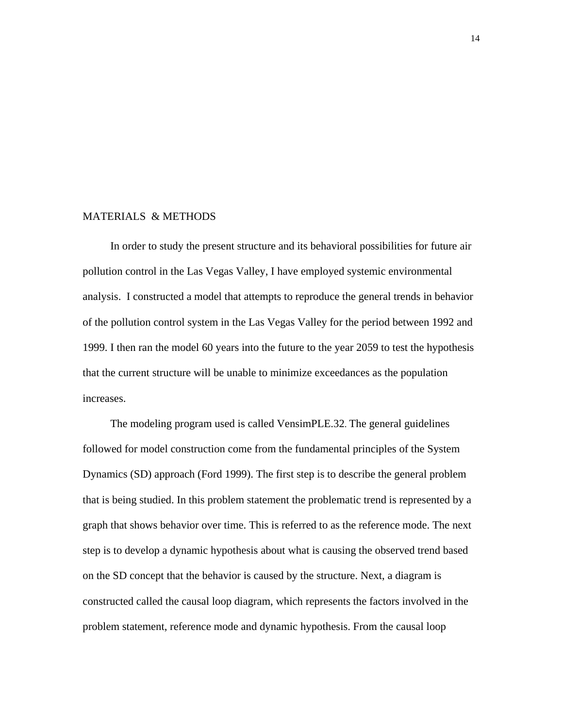## MATERIALS & METHODS

In order to study the present structure and its behavioral possibilities for future air pollution control in the Las Vegas Valley, I have employed systemic environmental analysis. I constructed a model that attempts to reproduce the general trends in behavior of the pollution control system in the Las Vegas Valley for the period between 1992 and 1999. I then ran the model 60 years into the future to the year 2059 to test the hypothesis that the current structure will be unable to minimize exceedances as the population increases.

The modeling program used is called VensimPLE.32. The general guidelines followed for model construction come from the fundamental principles of the System Dynamics (SD) approach (Ford 1999). The first step is to describe the general problem that is being studied. In this problem statement the problematic trend is represented by a graph that shows behavior over time. This is referred to as the reference mode. The next step is to develop a dynamic hypothesis about what is causing the observed trend based on the SD concept that the behavior is caused by the structure. Next, a diagram is constructed called the causal loop diagram, which represents the factors involved in the problem statement, reference mode and dynamic hypothesis. From the causal loop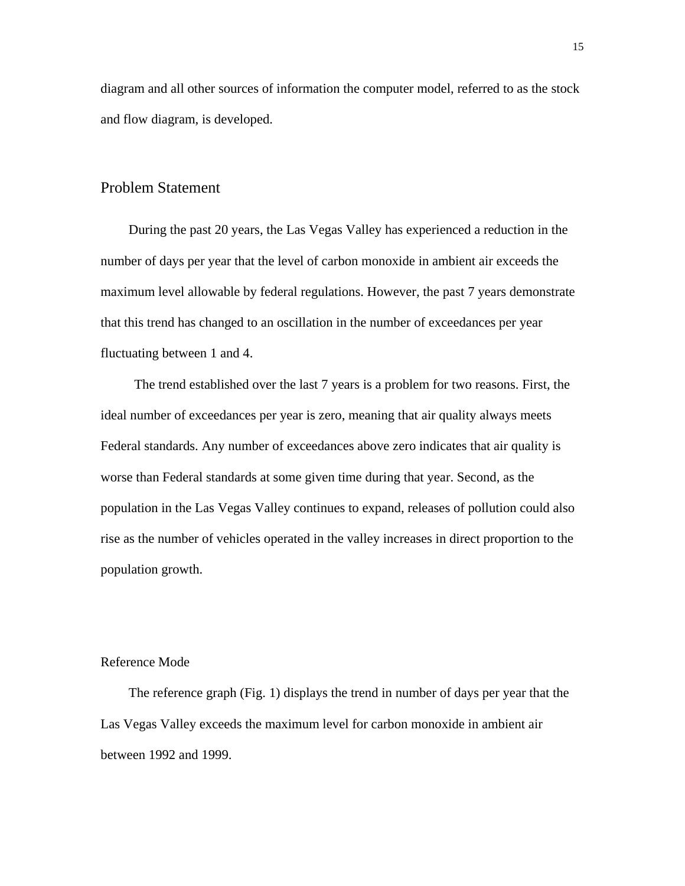diagram and all other sources of information the computer model, referred to as the stock and flow diagram, is developed.

## Problem Statement

During the past 20 years, the Las Vegas Valley has experienced a reduction in the number of days per year that the level of carbon monoxide in ambient air exceeds the maximum level allowable by federal regulations. However, the past 7 years demonstrate that this trend has changed to an oscillation in the number of exceedances per year fluctuating between 1 and 4.

The trend established over the last 7 years is a problem for two reasons. First, the ideal number of exceedances per year is zero, meaning that air quality always meets Federal standards. Any number of exceedances above zero indicates that air quality is worse than Federal standards at some given time during that year. Second, as the population in the Las Vegas Valley continues to expand, releases of pollution could also rise as the number of vehicles operated in the valley increases in direct proportion to the population growth.

### Reference Mode

The reference graph (Fig. 1) displays the trend in number of days per year that the Las Vegas Valley exceeds the maximum level for carbon monoxide in ambient air between 1992 and 1999.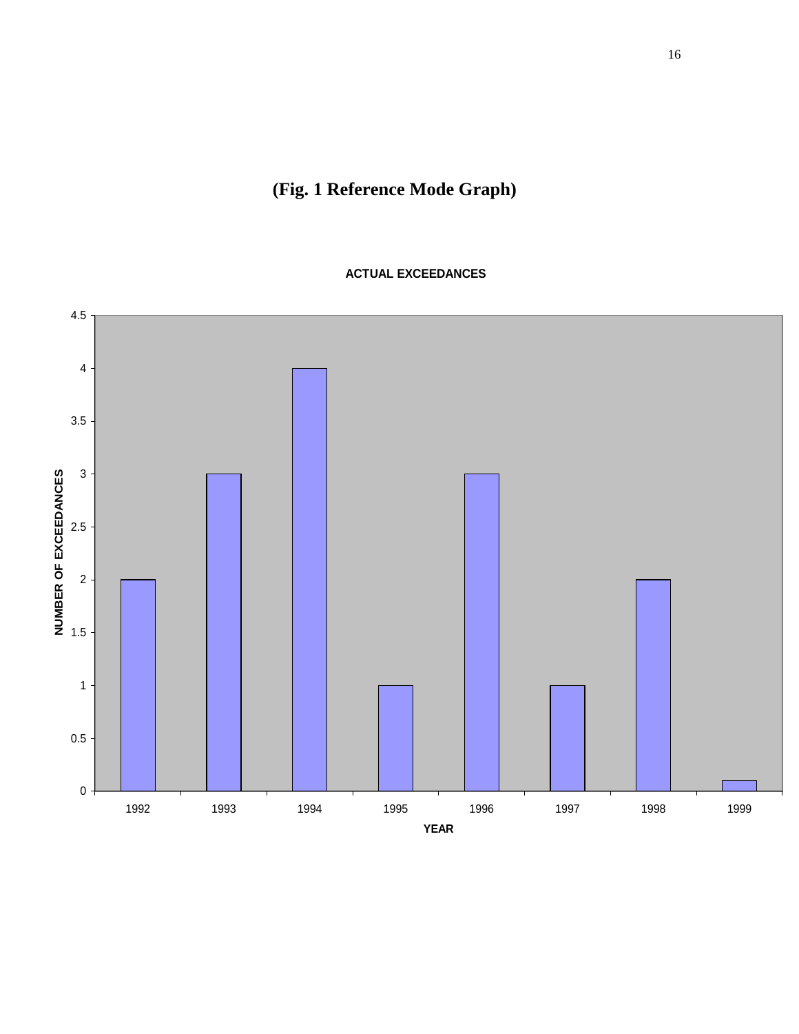**(Fig. 1 Reference Mode Graph)**

**ACTUAL EXCEEDANCES**

| YEAR | NUMBER OF EXCEEDANCES |
|---|---|
| 1992 | 2 |
| 1993 | 3 |
| 1994 | 4 |
| 1995 | 1 |
| 1996 | 3 |
| 1997 | 1 |
| 1998 | 2 |
| 1999 | 0.1 |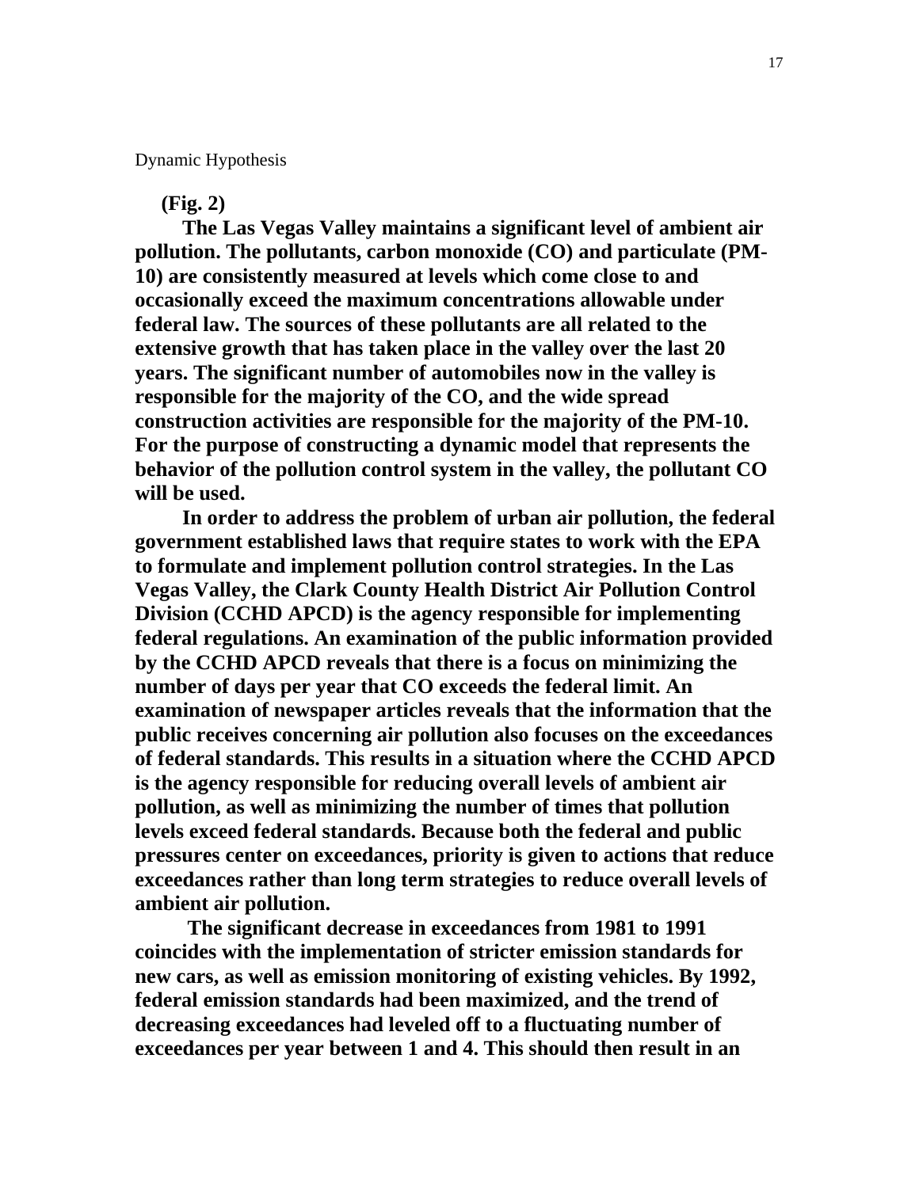Dynamic Hypothesis

**(Fig. 2)**

**The Las Vegas Valley maintains a significant level of ambient air pollution. The pollutants, carbon monoxide (CO) and particulate (PM-10) are consistently measured at levels which come close to and occasionally exceed the maximum concentrations allowable under federal law. The sources of these pollutants are all related to the extensive growth that has taken place in the valley over the last 20 years. The significant number of automobiles now in the valley is responsible for the majority of the CO, and the wide spread construction activities are responsible for the majority of the PM-10. For the purpose of constructing a dynamic model that represents the behavior of the pollution control system in the valley, the pollutant CO will be used.**

**In order to address the problem of urban air pollution, the federal government established laws that require states to work with the EPA to formulate and implement pollution control strategies. In the Las Vegas Valley, the Clark County Health District Air Pollution Control Division (CCHD APCD) is the agency responsible for implementing federal regulations. An examination of the public information provided by the CCHD APCD reveals that there is a focus on minimizing the number of days per year that CO exceeds the federal limit. An examination of newspaper articles reveals that the information that the public receives concerning air pollution also focuses on the exceedances of federal standards. This results in a situation where the CCHD APCD is the agency responsible for reducing overall levels of ambient air pollution, as well as minimizing the number of times that pollution levels exceed federal standards. Because both the federal and public pressures center on exceedances, priority is given to actions that reduce exceedances rather than long term strategies to reduce overall levels of ambient air pollution.**

**The significant decrease in exceedances from 1981 to 1991 coincides with the implementation of stricter emission standards for new cars, as well as emission monitoring of existing vehicles. By 1992, federal emission standards had been maximized, and the trend of decreasing exceedances had leveled off to a fluctuating number of exceedances per year between 1 and 4. This should then result in an**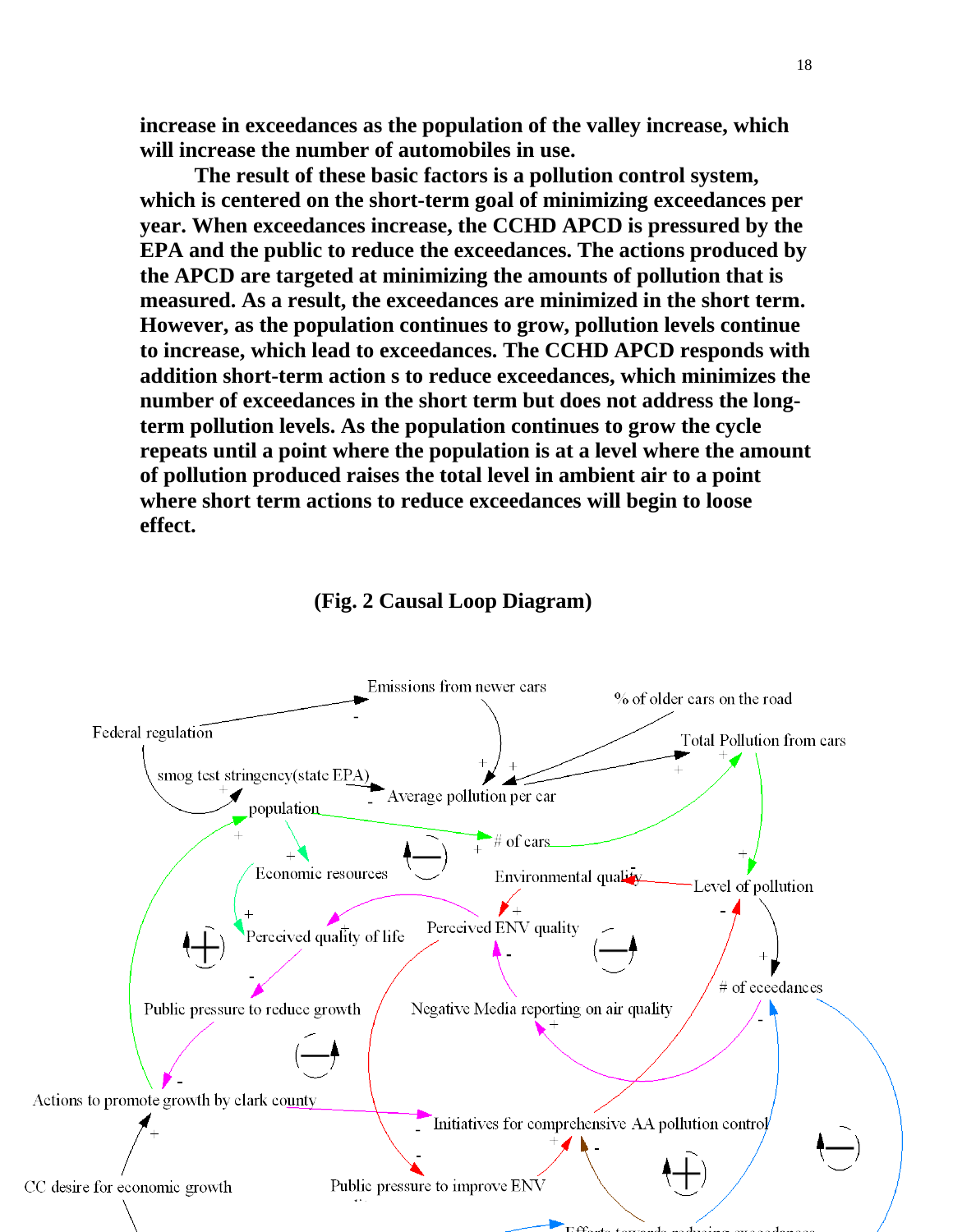**increase in exceedances as the population of the valley increase, which will increase the number of automobiles in use.**

**The result of these basic factors is a pollution control system, which is centered on the short-term goal of minimizing exceedances per year. When exceedances increase, the CCHD APCD is pressured by the EPA and the public to reduce the exceedances. The actions produced by the APCD are targeted at minimizing the amounts of pollution that is measured. As a result, the exceedances are minimized in the short term. However, as the population continues to grow, pollution levels continue to increase, which lead to exceedances. The CCHD APCD responds with addition short-term action s to reduce exceedances, which minimizes the number of exceedances in the short term but does not address the long-term pollution levels. As the population continues to grow the cycle repeats until a point where the population is at a level where the amount of pollution produced raises the total level in ambient air to a point where short term actions to reduce exceedances will begin to loose effect.**

**(Fig. 2 Causal Loop Diagram)**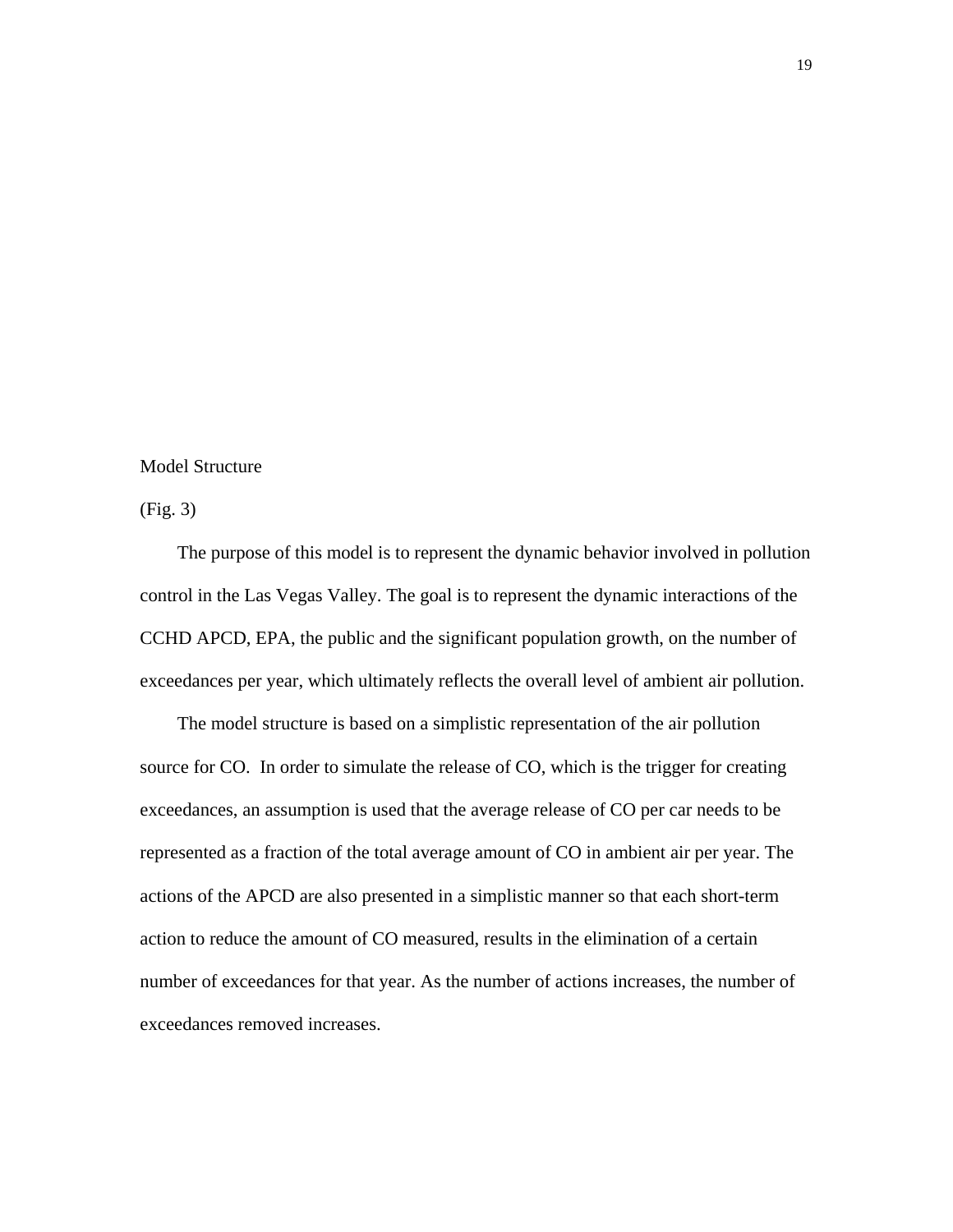## Model Structure

(Fig. 3)

The purpose of this model is to represent the dynamic behavior involved in pollution control in the Las Vegas Valley. The goal is to represent the dynamic interactions of the CCHD APCD, EPA, the public and the significant population growth, on the number of exceedances per year, which ultimately reflects the overall level of ambient air pollution.

The model structure is based on a simplistic representation of the air pollution source for CO. In order to simulate the release of CO, which is the trigger for creating exceedances, an assumption is used that the average release of CO per car needs to be represented as a fraction of the total average amount of CO in ambient air per year. The actions of the APCD are also presented in a simplistic manner so that each short-term action to reduce the amount of CO measured, results in the elimination of a certain number of exceedances for that year. As the number of actions increases, the number of exceedances removed increases.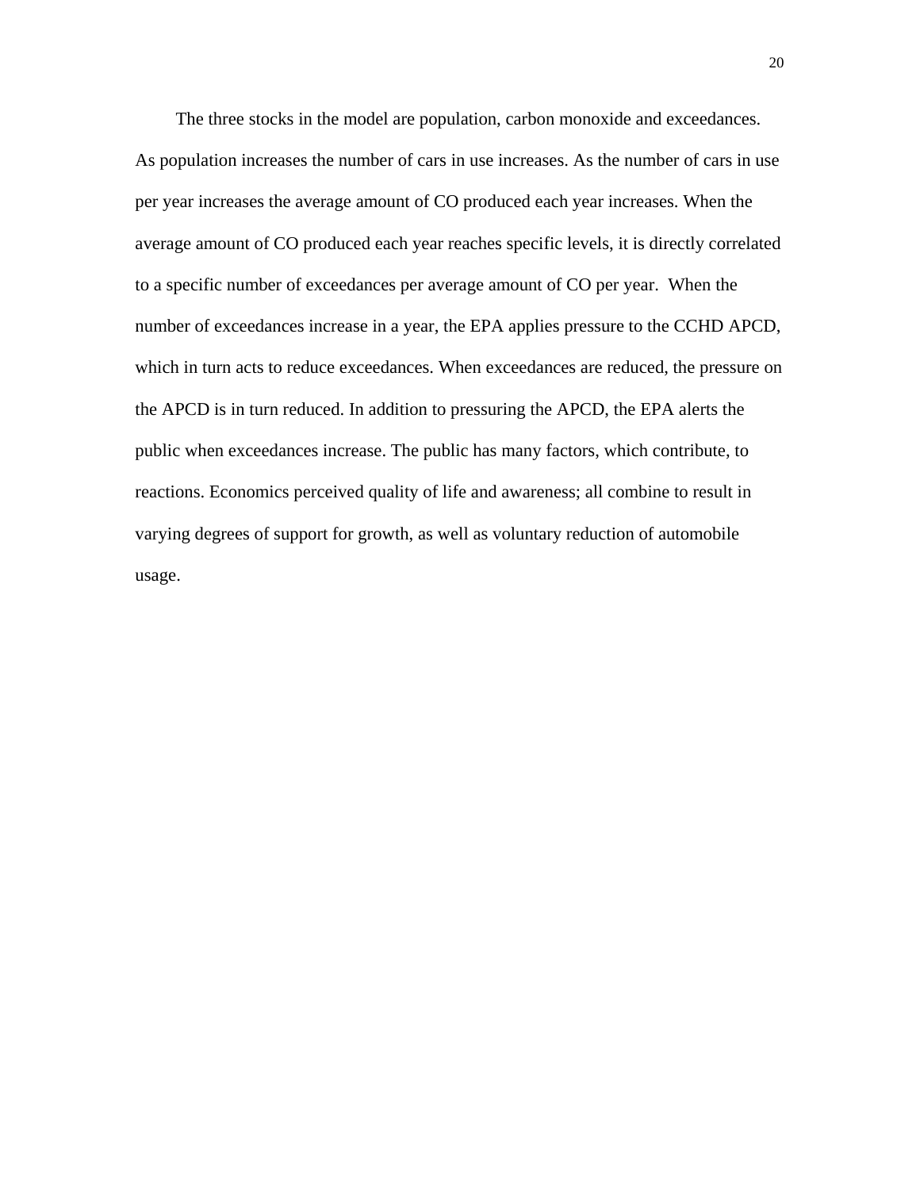The three stocks in the model are population, carbon monoxide and exceedances. As population increases the number of cars in use increases. As the number of cars in use per year increases the average amount of CO produced each year increases. When the average amount of CO produced each year reaches specific levels, it is directly correlated to a specific number of exceedances per average amount of CO per year. When the number of exceedances increase in a year, the EPA applies pressure to the CCHD APCD, which in turn acts to reduce exceedances. When exceedances are reduced, the pressure on the APCD is in turn reduced. In addition to pressuring the APCD, the EPA alerts the public when exceedances increase. The public has many factors, which contribute, to reactions. Economics perceived quality of life and awareness; all combine to result in varying degrees of support for growth, as well as voluntary reduction of automobile usage.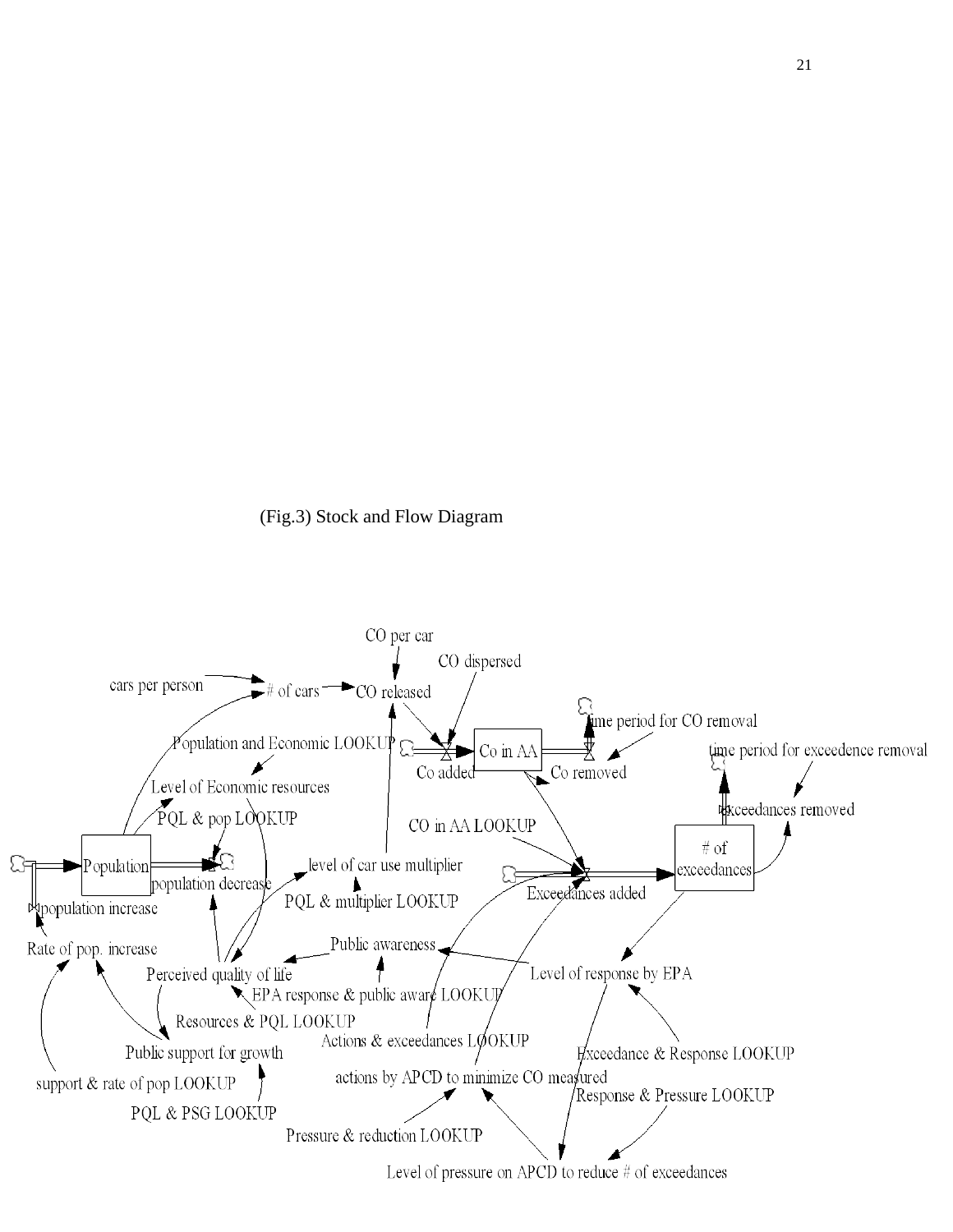(Fig.3) Stock and Flow Diagram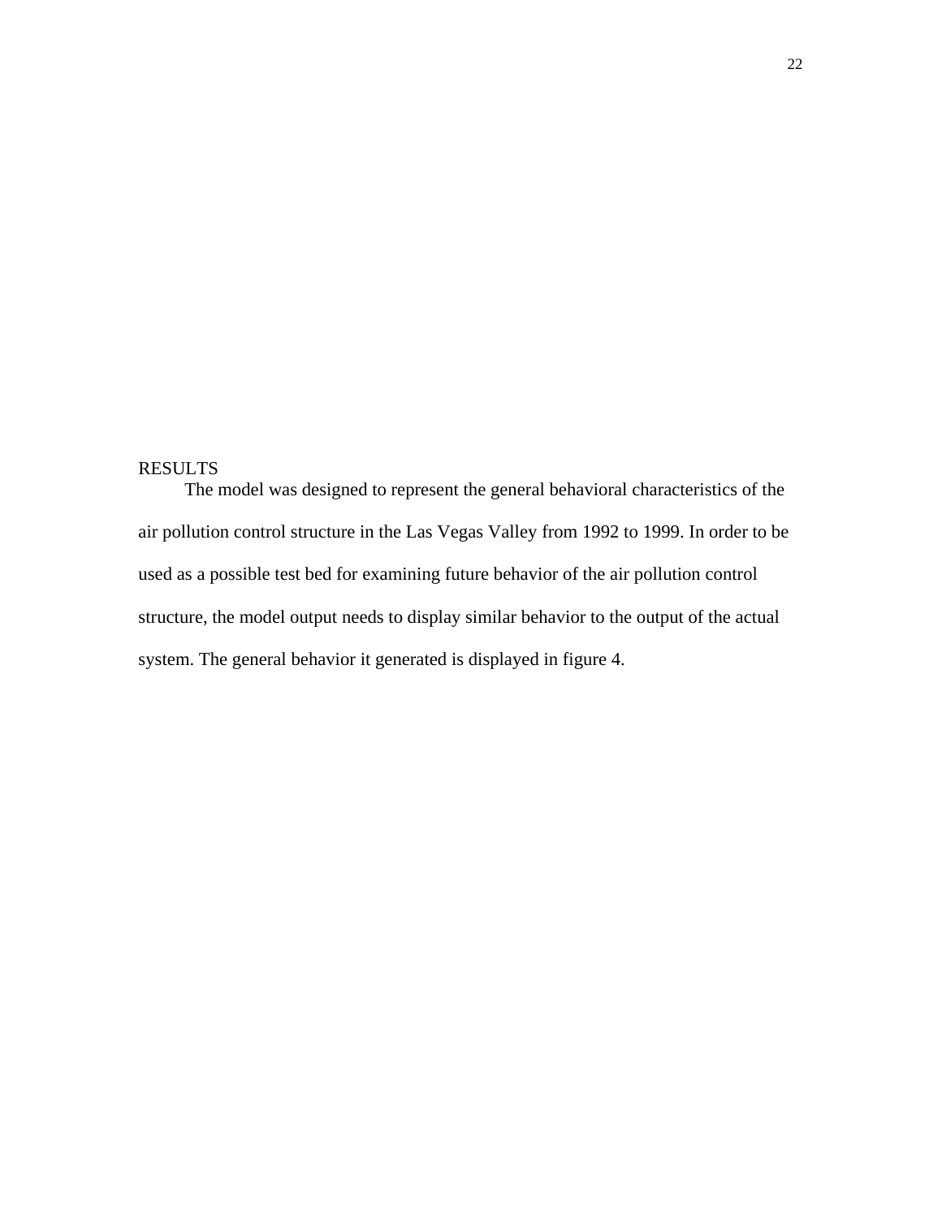## RESULTS

The model was designed to represent the general behavioral characteristics of the air pollution control structure in the Las Vegas Valley from 1992 to 1999. In order to be used as a possible test bed for examining future behavior of the air pollution control structure, the model output needs to display similar behavior to the output of the actual system. The general behavior it generated is displayed in figure 4.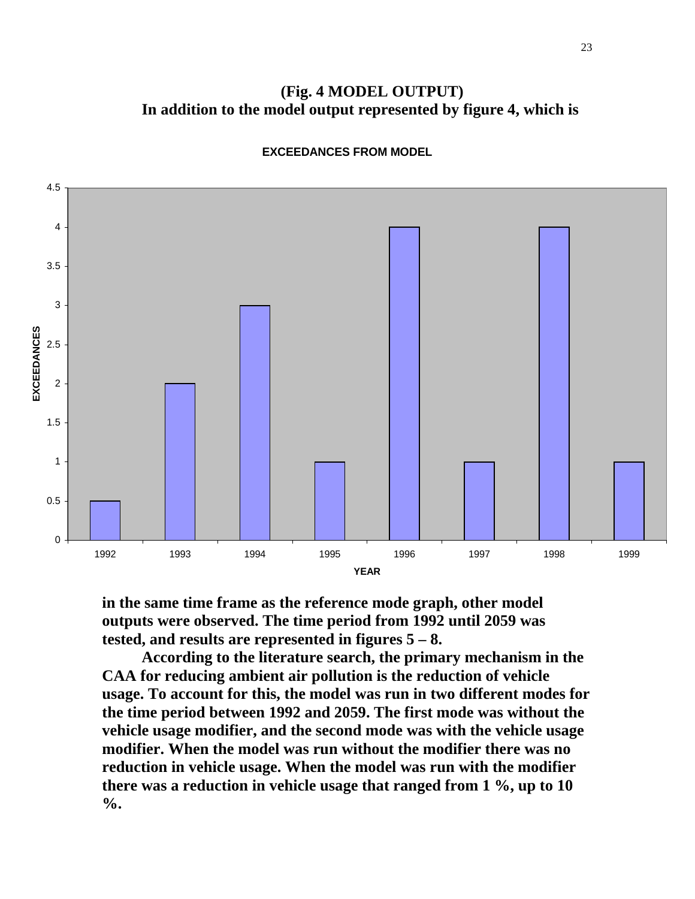**(Fig. 4 MODEL OUTPUT)**
**In addition to the model output represented by figure 4, which is**

**EXCEEDANCES FROM MODEL**

| YEAR | EXCEEDANCES |
|---|---|
| 1992 | 0.5 |
| 1993 | 2 |
| 1994 | 3 |
| 1995 | 1 |
| 1996 | 4 |
| 1997 | 1 |
| 1998 | 4 |
| 1999 | 1 |

**in the same time frame as the reference mode graph, other model outputs were observed. The time period from 1992 until 2059 was tested, and results are represented in figures 5 – 8.**

**According to the literature search, the primary mechanism in the CAA for reducing ambient air pollution is the reduction of vehicle usage. To account for this, the model was run in two different modes for the time period between 1992 and 2059. The first mode was without the vehicle usage modifier, and the second mode was with the vehicle usage modifier. When the model was run without the modifier there was no reduction in vehicle usage. When the model was run with the modifier there was a reduction in vehicle usage that ranged from 1 %, up to 10 %.**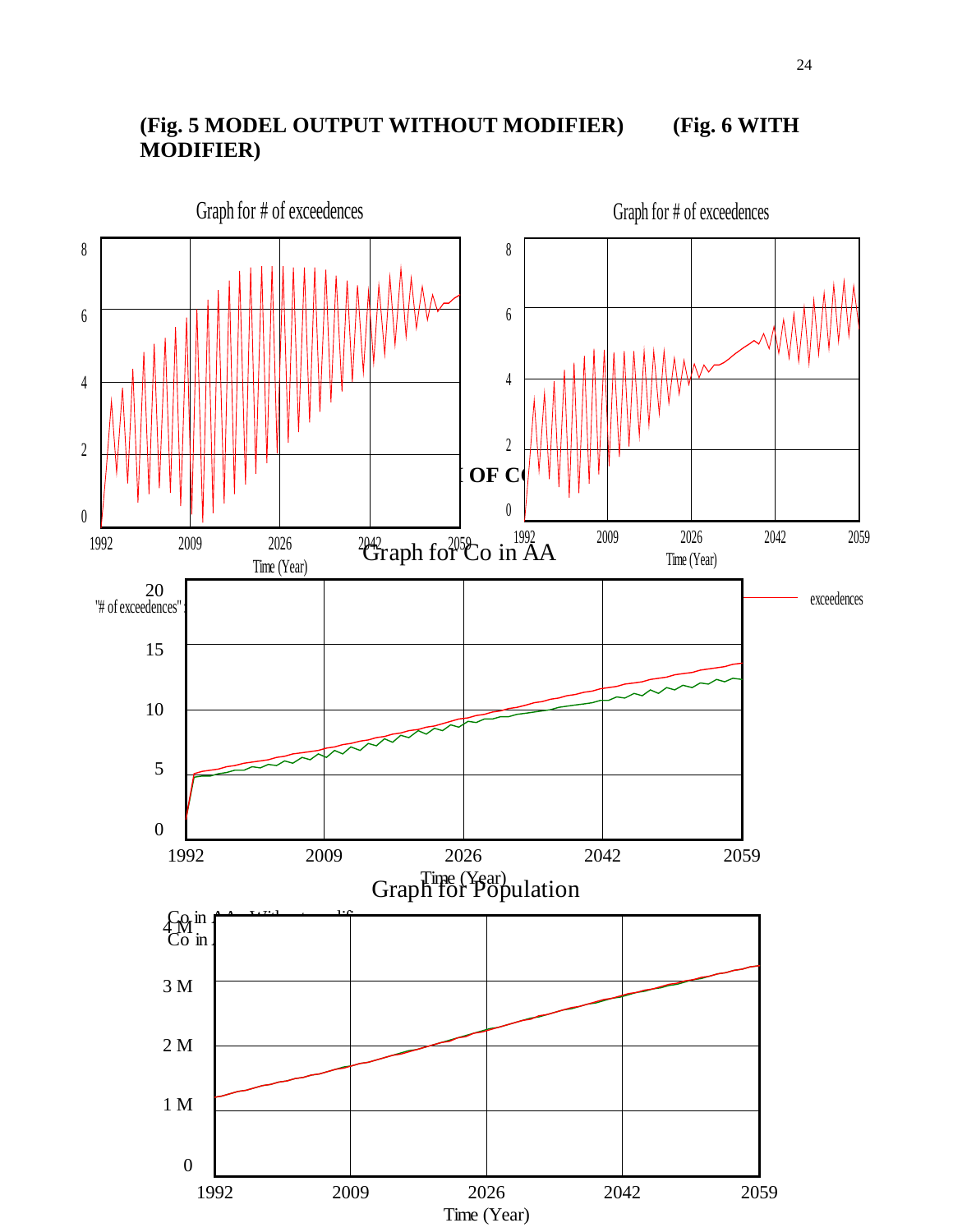**(Fig. 5 MODEL OUTPUT WITHOUT MODIFIER) (Fig. 6 WITH MODIFIER)**

Graph for # of exceedences

8
6
4
2
0
1992 2009 2026 2042 2059
Time (Year)

Graph for # of exceedences

8
6
4
2
0
1992 2009 2026 2042 2059
Time (Year)

"# of exceedences" : exceedences

Graph for Co in AA

20
15
10
5
0
1992 2009 2026 2042 2059
Time (Year)

Co in AA : Without modifier
Co in AA

Graph for Population

4 M
3 M
2 M
1 M
0
1992 2009 2026 2042 2059
Time (Year)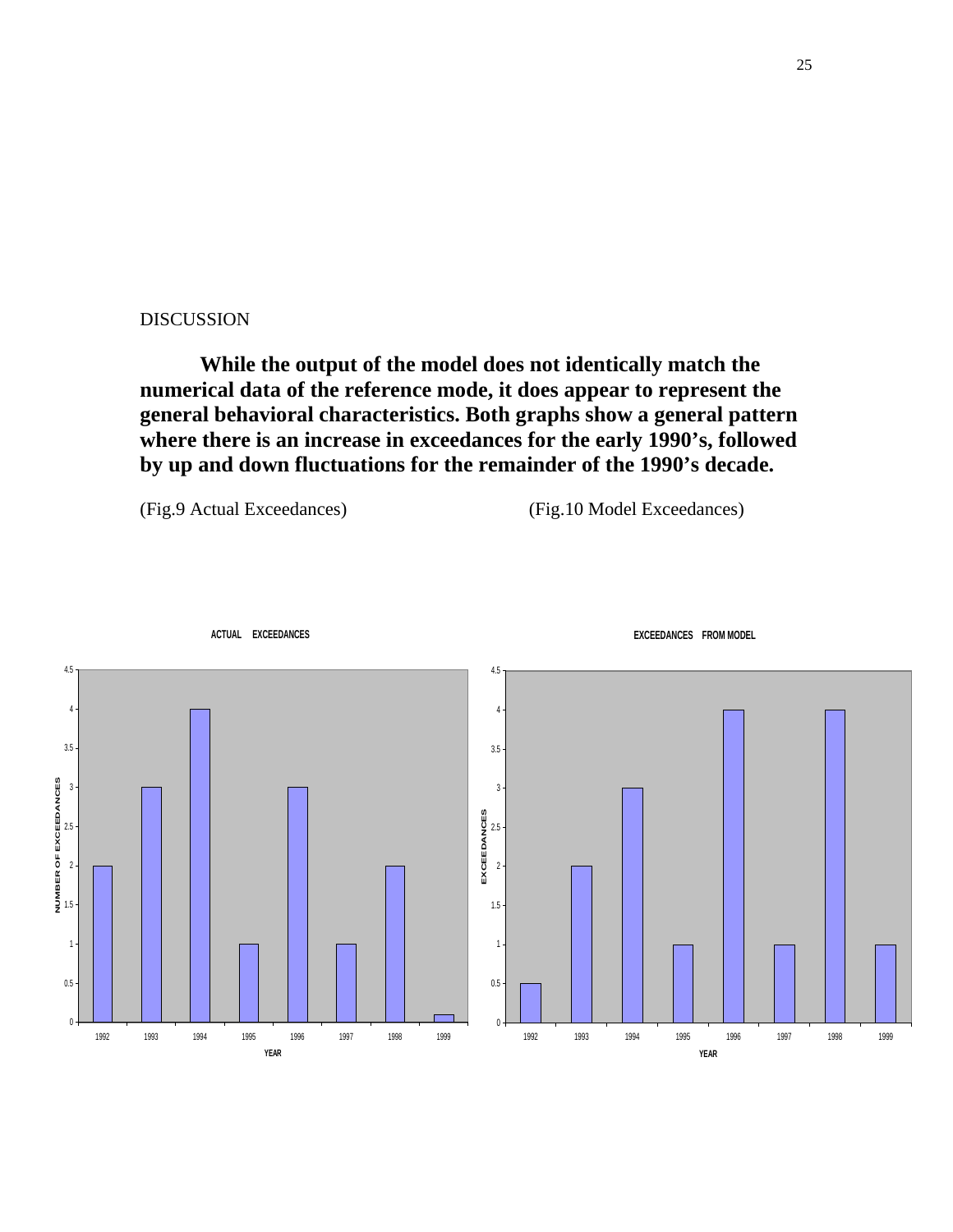DISCUSSION

**While the output of the model does not identically match the numerical data of the reference mode, it does appear to represent the general behavioral characteristics. Both graphs show a general pattern where there is an increase in exceedances for the early 1990's, followed by up and down fluctuations for the remainder of the 1990's decade.**

(Fig.9 Actual Exceedances) (Fig.10 Model Exceedances)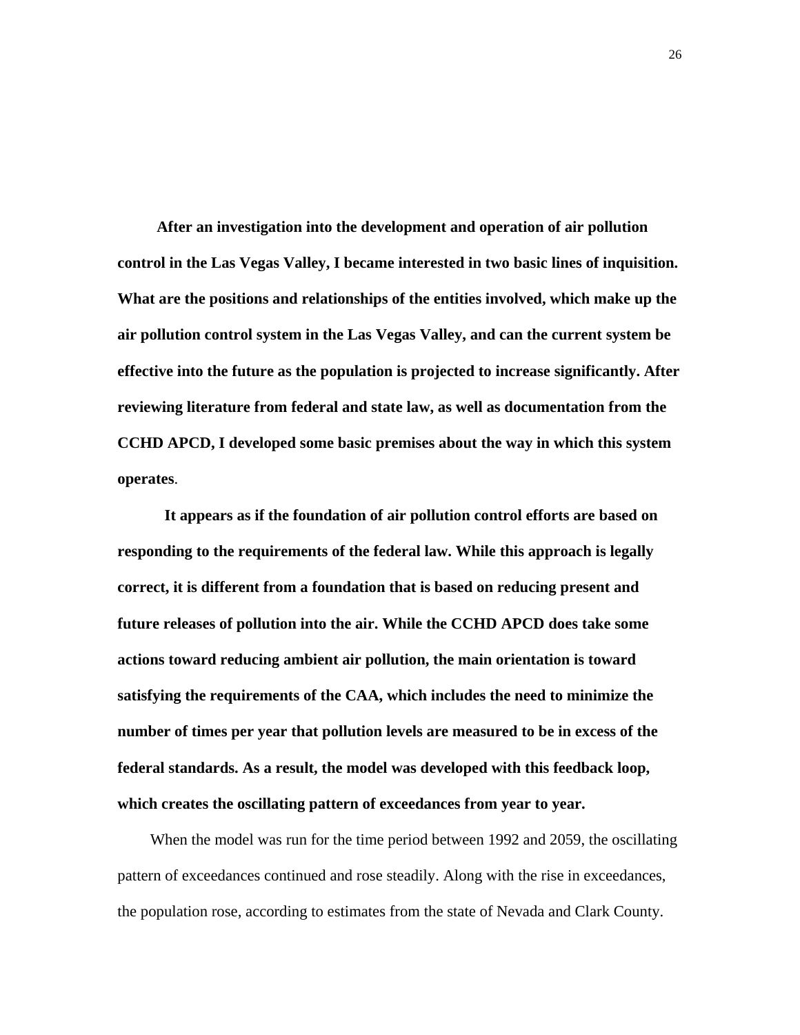**After an investigation into the development and operation of air pollution control in the Las Vegas Valley, I became interested in two basic lines of inquisition. What are the positions and relationships of the entities involved, which make up the air pollution control system in the Las Vegas Valley, and can the current system be effective into the future as the population is projected to increase significantly. After reviewing literature from federal and state law, as well as documentation from the CCHD APCD, I developed some basic premises about the way in which this system operates**.

**It appears as if the foundation of air pollution control efforts are based on responding to the requirements of the federal law. While this approach is legally correct, it is different from a foundation that is based on reducing present and future releases of pollution into the air. While the CCHD APCD does take some actions toward reducing ambient air pollution, the main orientation is toward satisfying the requirements of the CAA, which includes the need to minimize the number of times per year that pollution levels are measured to be in excess of the federal standards. As a result, the model was developed with this feedback loop, which creates the oscillating pattern of exceedances from year to year.**

When the model was run for the time period between 1992 and 2059, the oscillating pattern of exceedances continued and rose steadily. Along with the rise in exceedances, the population rose, according to estimates from the state of Nevada and Clark County.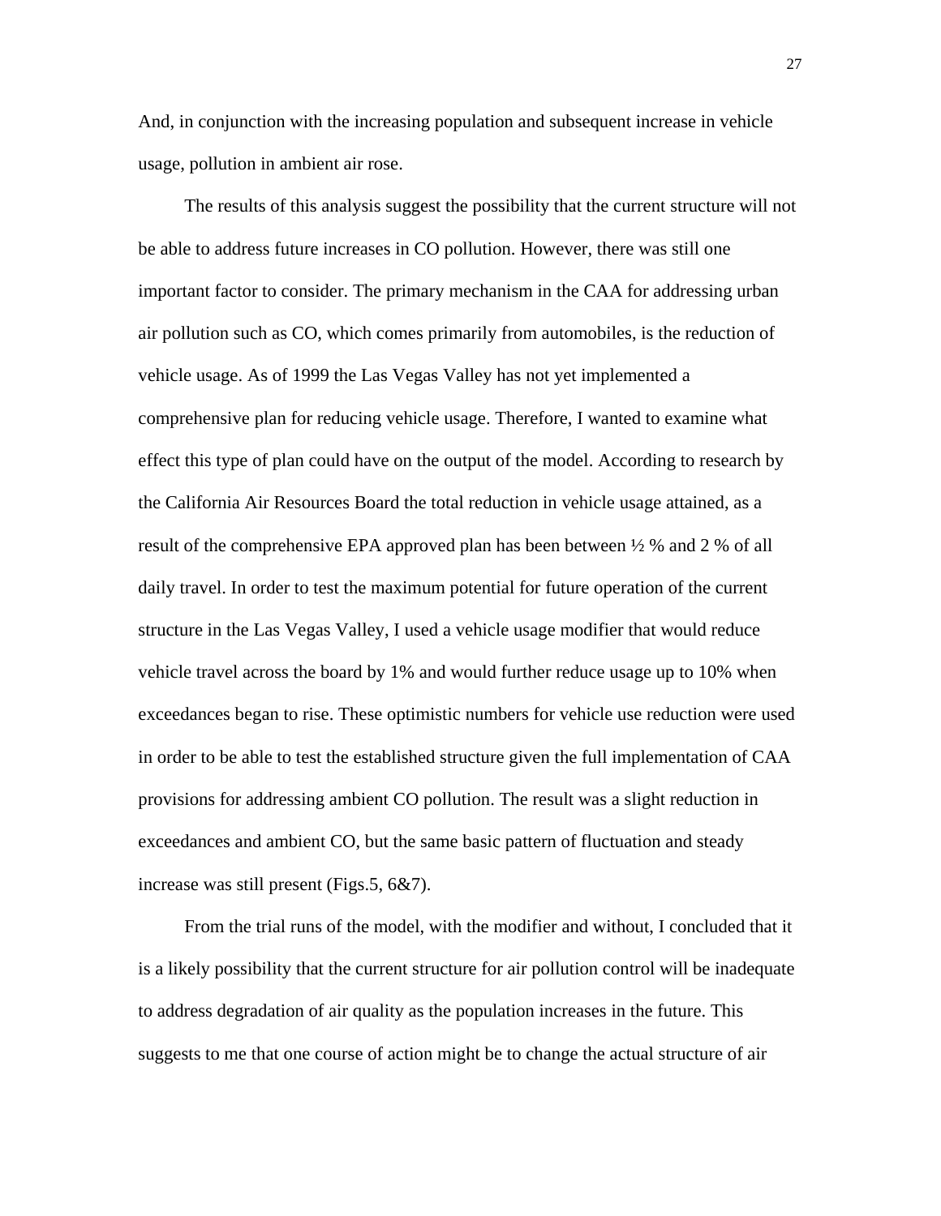And, in conjunction with the increasing population and subsequent increase in vehicle usage, pollution in ambient air rose.

The results of this analysis suggest the possibility that the current structure will not be able to address future increases in CO pollution. However, there was still one important factor to consider. The primary mechanism in the CAA for addressing urban air pollution such as CO, which comes primarily from automobiles, is the reduction of vehicle usage. As of 1999 the Las Vegas Valley has not yet implemented a comprehensive plan for reducing vehicle usage. Therefore, I wanted to examine what effect this type of plan could have on the output of the model. According to research by the California Air Resources Board the total reduction in vehicle usage attained, as a result of the comprehensive EPA approved plan has been between ½ % and 2 % of all daily travel. In order to test the maximum potential for future operation of the current structure in the Las Vegas Valley, I used a vehicle usage modifier that would reduce vehicle travel across the board by 1% and would further reduce usage up to 10% when exceedances began to rise. These optimistic numbers for vehicle use reduction were used in order to be able to test the established structure given the full implementation of CAA provisions for addressing ambient CO pollution. The result was a slight reduction in exceedances and ambient CO, but the same basic pattern of fluctuation and steady increase was still present (Figs.5, 6&7).

From the trial runs of the model, with the modifier and without, I concluded that it is a likely possibility that the current structure for air pollution control will be inadequate to address degradation of air quality as the population increases in the future. This suggests to me that one course of action might be to change the actual structure of air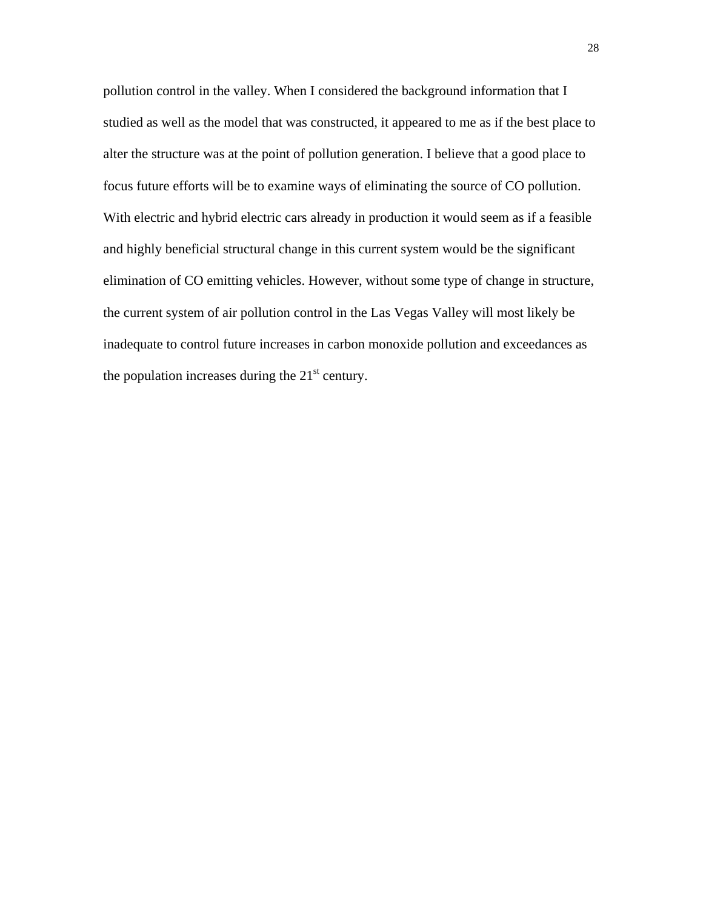pollution control in the valley. When I considered the background information that I studied as well as the model that was constructed, it appeared to me as if the best place to alter the structure was at the point of pollution generation. I believe that a good place to focus future efforts will be to examine ways of eliminating the source of CO pollution. With electric and hybrid electric cars already in production it would seem as if a feasible and highly beneficial structural change in this current system would be the significant elimination of CO emitting vehicles. However, without some type of change in structure, the current system of air pollution control in the Las Vegas Valley will most likely be inadequate to control future increases in carbon monoxide pollution and exceedances as the population increases during the 21st century.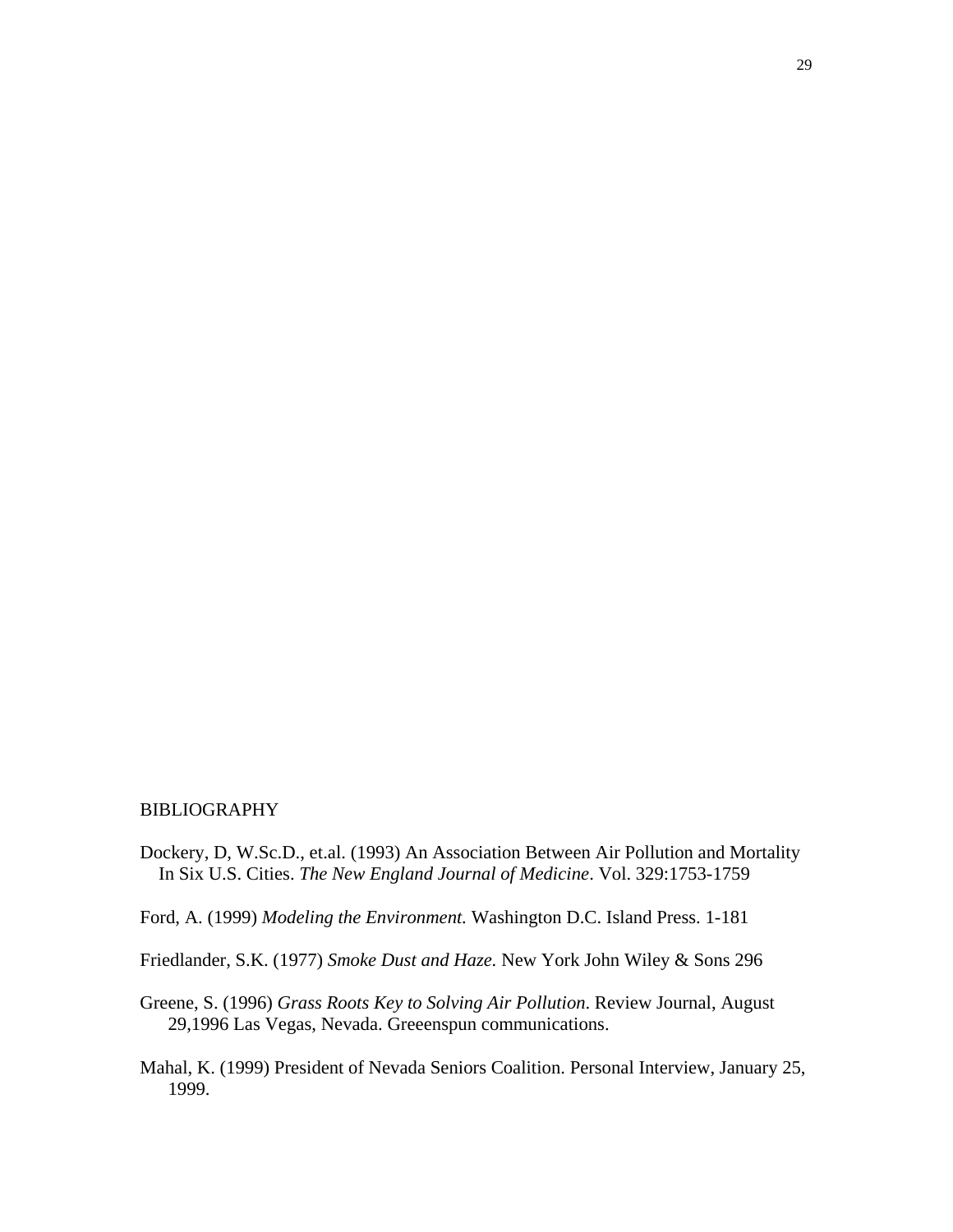# BIBLIOGRAPHY

Dockery, D, W.Sc.D., et.al. (1993) An Association Between Air Pollution and Mortality In Six U.S. Cities. *The New England Journal of Medicine*. Vol. 329:1753-1759

Ford, A. (1999) *Modeling the Environment.* Washington D.C. Island Press. 1-181

Friedlander, S.K. (1977) *Smoke Dust and Haze.* New York John Wiley & Sons 296

Greene, S. (1996) *Grass Roots Key to Solving Air Pollution*. Review Journal, August 29,1996 Las Vegas, Nevada. Greeenspun communications.

Mahal, K. (1999) President of Nevada Seniors Coalition. Personal Interview, January 25, 1999.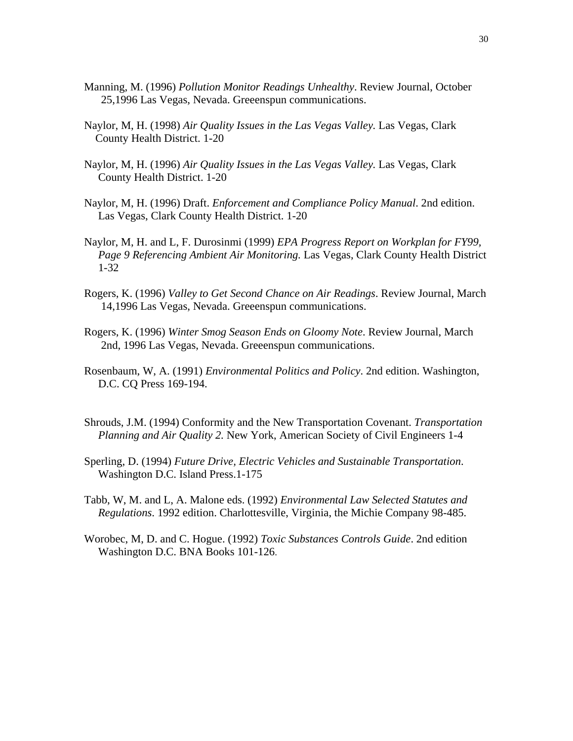Manning, M. (1996) *Pollution Monitor Readings Unhealthy*. Review Journal, October 25,1996 Las Vegas, Nevada. Greeenspun communications.

Naylor, M, H. (1998) *Air Quality Issues in the Las Vegas Valley.* Las Vegas, Clark County Health District. 1-20

Naylor, M, H. (1996) *Air Quality Issues in the Las Vegas Valley.* Las Vegas, Clark County Health District. 1-20

Naylor, M, H. (1996) Draft. *Enforcement and Compliance Policy Manual*. 2nd edition. Las Vegas, Clark County Health District. 1-20

Naylor, M, H. and L, F. Durosinmi (1999) *EPA Progress Report on Workplan for FY99, Page 9 Referencing Ambient Air Monitoring.* Las Vegas, Clark County Health District 1-32

Rogers, K. (1996) *Valley to Get Second Chance on Air Readings*. Review Journal, March 14,1996 Las Vegas, Nevada. Greeenspun communications.

Rogers, K. (1996) *Winter Smog Season Ends on Gloomy Note*. Review Journal, March 2nd, 1996 Las Vegas, Nevada. Greeenspun communications.

Rosenbaum, W, A. (1991) *Environmental Politics and Policy*. 2nd edition. Washington, D.C. CQ Press 169-194.

Shrouds, J.M. (1994) Conformity and the New Transportation Covenant. *Transportation Planning and Air Quality 2.* New York, American Society of Civil Engineers 1-4

Sperling, D. (1994) *Future Drive, Electric Vehicles and Sustainable Transportation.* Washington D.C. Island Press.1-175

Tabb, W, M. and L, A. Malone eds. (1992) *Environmental Law Selected Statutes and Regulations*. 1992 edition. Charlottesville, Virginia, the Michie Company 98-485.

Worobec, M, D. and C. Hogue. (1992) *Toxic Substances Controls Guide*. 2nd edition Washington D.C. BNA Books 101-126.